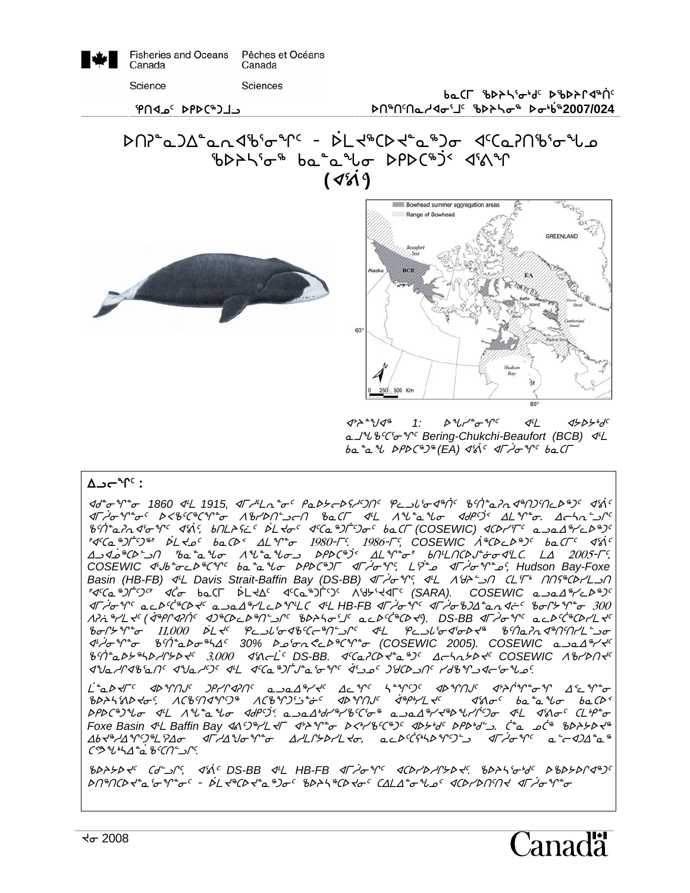Fisheries and Oceans Canada — Pêches et Océans Canada

Science — Sciences

ᖃᓂᑕᒥ ᖃᐅᔨᓴᖅᑏᑦ ᐅᖃᐅᓯᕐᒥᒃ ᑭᒡᒐᖅᑐᖅᑕᐅᓯᒪᓂᖏᑦ

ᕿᑎᐊᓄᑦ ᐅᑭᐅᖅᑕᖅᑐᒥᐅᑦ

ᐅᑎᖅᑎᑦᑎᓇᓱᐊᕐᓂᖏᑦ ᖃᐅᔨᓴᕐᓂᖅ ᐅᓂᒃᑳ 2007/024

# ᐅᑎᕈᓐᓇᑐᐃᓐᓇᕐᓇᐊᖃᕐᓂᖏᑦ - ᐆᒪᔪᖅᑕᐅᔪᓐᓇᖅᑐᓂ ᐊᑦᑕᕈᑎᖃᕐᓂᖓᓄ ᖃᐅᔨᓴᕐᓂᖅ ᑲᓇᓐᓇᖓᓂ ᐅᑭᐅᖅᑕᖅᑑᑉ ᐊᕐᕕᖏ (ᐊᕐᕕᒃ)

Bowhead summer aggregation areas
Range of Bowhead

ᐊᔾᔨᖑᐊᖅ 1: ᐅᖓᓯᓐᓂᖏᑦ ᐊᒻᒪ ᐊᔭᐅᔭᒃᑯᑦ ᓇᒧᖓᑲᑦᑕᕐᓂᖏᑦ Bering-Chukchi-Beaufort (BCB) ᐊᒻᒪ ᑲᓇᓐᓇᖓ ᐅᑭᐅᖅᑕᖅᑐᖅ (EA) ᐊᕐᕕᑦ ᐊᒥᓱᓂᖏᑦ ᑲᓇᑕᒥ

## ᐃᓗᓕᖏᑦ :

*ᐊᓂᒍᖏᓐᓂ 1860 ᐊᒻᒪ 1915, ᐊᒥᓱᒻᒪᕆᓐᓂᑦ ᑭᓇᐅᔭᓕᐅᕐᓯᒪᑏᑦ ᕿᓚᓗᖕᓂᐊᖅᑏᑦ ᑲᑎᒪᕈᓇᐊᖅᑐᑦᑎᓚᐅᖅᑐᑦ ᐊᕐᕕᑦ ᐊᒥᓱᕌᖏᓐᓂᑦ ᐅᐸᒃᑕᖅᑕᖏᓐᓂ ᐱᖁᓯᐅᑎᒃᑯᓕᑎ ᖃᓇᑕᒥ ᐊᒻᒪ ᐱᖓᓐᓇᖓᓂ ᐊᑯᑭᑐᐸ ᐃᒪᖏᓐᓂ. ᐃᓕᓴᕆᓚᐅᖅᑐᒪᑦ ᑲᑎᒪᕈᓇᐊᓂᖏᑦ ᐊᕐᕕᑦ, ᑲᑎᒪᔨᕐᓛᑦ ᐆᒪᔪᓂᑦ ᐊᑦᑕᕐᓇᖅᑐᒦᑦᑐᓂᑦ ᑲᓇᑕᒥ (COSEWIC) ᐊᑕᐅᓯᕐᒥᑦ ᓇᓗᓇᐃᖅᓯᓚᐅᖅᑐᑦ "ᐊᑦᑕᓇᖅᑐᒦᑦᑐᖅ" ᐆᒪᔪᓄᑦ ᑲᓇᑕᐅᑉ ᐃᒪᖏᓐᓂ 1980-ᒥᑦ. 1986-ᒥᑦ, COSEWIC ᐲᖅᑕᐅᓚᐅᖅᑐᑦ ᑲᓇᑕᒥᑦ ᐊᕐᕕᑦ ᐃᓗᐊᓃᖅᑕᐅᓚᐅᖅᑐᑎ "ᑲᓇᓐᓇᖓᓂ ᐱᖓᓐᓇᖓᓂᓗ ᐅᑭᐅᖅᑕᖅᑐᖅ ᐃᒪᖏᓐᓂ" ᑲᑎᒪᒋᑦᑕᐅᔪᓐᓃᕐᓂᐊᕐᒪᑕ. ᒪᐃ 2005-ᒥᑦ, COSEWIC ᐊᒃᑐᐃᓂᓕᐅᖅᑕᖏᑦ ᑲᓇᓐᓇᖓᓂ ᐅᑭᐅᖅᑕᖅᑐᒥ ᐊᒥᓱᓂᖏᑦ, ᒪᕐᕉᓄ ᐊᒥᓱᓂᖏᓐᓄᑦ, Hudson Bay-Foxe Basin (HB-FB) ᐊᒻᒪ Davis Strait-Baffin Bay (DS-BB) ᐊᒥᓱᓂᖏᑦ, ᐊᒻᒪ ᐱᑯᔭᕐᓗᑎ ᑕᒪᒃᑭᒃ ᑎᑎᕋᖅᑕᐅᓯᒪᓗᑎ "ᐊᑦᑕᓇᖅᑐᒥᒃᑯᓐ" ᐊᑖᓂ ᑲᓇᑕᒥ ᐆᒪᔪᐃᑦ ᐊᑦᑕᓇᖅᑐᒦᑦᑐᑦ ᐱᖁᔭᖅᔪᐊᒥᑦ (SARA). COSEWIC ᓇᓗᓇᐃᖅᓯᓚᐅᖅᑐᑦ ᐊᒥᓱᓂᖏᑦ ᓇᓚᐅᑦᑖᖅᑕᐅᔪᑦ ᓇᓗᓇᐃᖅᓯᒪᓕᐅᖅᑎᒪᓚᑕ ᐊᒻᒪ HB-FB ᐊᒥᓱᓂᖏᑦ ᐊᒥᓱᓂᖃᑐᐃᓐᓇᕆᐊᓖᑦ ᖃᓂᒋᔭᖏᓐᓂ 300 ᐱᕈᕆᖅᓯᒪᔪᑦ (ᐋᖅᑭᒋᐊᕈᑏᑦ ᐊᑐᖅᑕᐅᓚᐅᖅᑎᓪᓗᒋᑦ ᖃᐅᔨᓴᕐᓂᕐᒧᑦ ᓇᓚᐅᑦᑖᖅᑕᐅᔪᖅ). DS-BB ᐊᒥᓱᓂᖏᑦ ᓇᓚᐅᑦᑖᖅᑕᐅᓯᒪᔪᑦ ᖃᓂᒋᔭᖏᓐᓂ 11,000 ᐆᒪᔪᑦ ᕿᓚᓗᖕᓂᐊᖃᑦᑕᖅᑎᓪᓗᒋᑦ ᐊᒻᒪ ᕿᓚᓗᖕᓂᐊᕐᓂᐅᔪᖅ ᑲᑎᓇᕈᓐᓇᖅᑎᑎᓯᒪᓪᓗᓂ ᐊᒻᒪᓱᓂᖏᓐᓂ ᑲᑎᒪᓇᐅᓂᖅᓴᐃᑦ 30% ᐅᓄᕐᓂᖏᓐᓂᑦ ᓇᓚᐅᑦᑖᖅᑕᐅᓂᖏᓐᓂ (COSEWIC 2005). COSEWIC ᓇᓗᓇᐃᖅᓯᔪᑦ ᑲᑎᒪᓇᐅᔭᖅᓴᐅᓯᕐᔭᐅᔪᑦ 3,000 ᐊᕐᕕᓕᒫᑦ DS-BB. ᐊᑦᑕᕈᑕᐅᔪᓐᓇᖅᑐᑦ ᐃᓕᓴᕆᔭᐅᔪᑦ COSEWIC ᐱᖁᑎᐅᔪᑦ ᐊᖑᓇᓯᕐᐊᖃᕐᓇᑎᑦ ᐊᖑᓇᓱᑦᑐᑦ ᐊᒻᒪ ᐊᑦᑕᓇᖅᑐᒥᒍᓐᓇᕐᓂᖏᑦ ᐊᕐᕈᓄᑦ ᑐᔪᑕᐅᓗᑎᑦ ᓱᒃᑲᖏᓗᐊᓕᕐᓂᖓᓄᑦ.*

*ᒫᓐᓇᐅᔪᒥᑦ ᐊᐅᖏᑎᒍᑦ ᑐᐸᓯᒋᐊᕈᑎᑦ ᓇᓗᓇᐃᖅᓯᔪᑦ ᐃᓚᖏᑦ ᓴᖑᑦᑐᑦ ᐊᐅᖏᑎᒍᑦ ᐊᔾᔨᒌᖏᓐᓂᖏᑦ ᐃᑦᕆᖏᓐᓂ ᖃᐅᔨᓴᕐᕕᐅᔪᓂᑦ, ᐱᑕᖃᑎᒋᔭᖏᑦᑐᖅ ᐱᑕᖃᖏᑦᑑᖕᓂᑦ ᐊᐅᖏᑎᒍᑦ ᐋᖅᑭᓯᒪᔪᑦ ᐊᕐᕕᓂᑦ ᑲᓇᓐᓇᖓᓂ ᑲᓇᑕᐅᑉ ᐅᑭᐅᖅᑕᖅᑐᖓᓂ ᐊᒻᒪ ᐱᖓᓐᓇᖓᓂ ᐊᑯᑭᑐᐸ, ᓇᓗᓇᐃᒃᑯᓯᖅᓯᖃᑦᑕᕐᓂᖅ ᓇᓗᓇᐃᖅᓯᔪᖅᐳᖓᓯᒋᑦᑐᓂ ᐊᒻᒪ ᐊᕐᕕᓂᑦ ᑕᒻᒪᖅᑭᓂ Foxe Basin ᐊᒻᒪ Baffin Bay ᐊᕙᑦᑐᖅᓯᒪᔪᒥ ᐊᔾᔨᖏᓐᓂ ᐅᐸᒃᓯᖃᑦᑕᖅᑐᑦ ᐊᐅᔭᒃᑯᑦ ᐅᑭᐅᒃᑯᓪᓗ. ᑖᓇ ᓄᑖᖅ ᖃᐅᔨᔭᐅᔪᖅ ᐃᑲᔪᖅᓯᐃᖅᑐᖅᑕᕆᐃᓐᓂ ᐊᒥᓯᐃᖑᐊᕐᓂᖏᓐᓂ ᐃᓕᒪᒋᔭᐅᓯᒪᓪᓗᓂ, ᓇᓚᐅᑦᑖᕐᓱᐃᓐᓇᐅᖅᑐᖅᑐᓗ ᐊᒥᓱᓂᖏᑦ ᓇᓕᖅᑲᐃᓐᓇᖅ ᑕᕝᕙᖓᓯᕐᔪᐊᓐᓇᖃᑦᑎᓪᓗᒋᑦ.*

*ᖃᐅᔨᓴᔪᑦ ᑕᑯᓪᓗᒋᑦ, ᐊᕐᕕᑦ DS-BB ᐊᒻᒪ HB-FB ᐊᒥᓱᓂᖏᑦ ᐊᑕᐅᓯᐅᓯᒪᔪᐊᑦ. ᖃᐅᔨᓴᕐᓂᒃᑯᑦ ᐅᖃᐅᓯᕐᒥᒃ ᐅᑎᖅᑎᑦᑎᓇᓱᐊᕐᓂᖏᓐᓂᑦ - ᐆᒪᔪᖅᑕᐅᔪᓐᓇᖅᑐᓂ ᖃᐅᔨᓴᖅᑕᐅᓂᑦ ᑕᐃᒪᐃᓐᓂᖓᓄᑦ ᐊᑕᐅᓯᐅᑎᑦᑎᐊ ᐊᒥᓱᓂᖏᓐᓂ*

ᔪᓂ 2008

Canada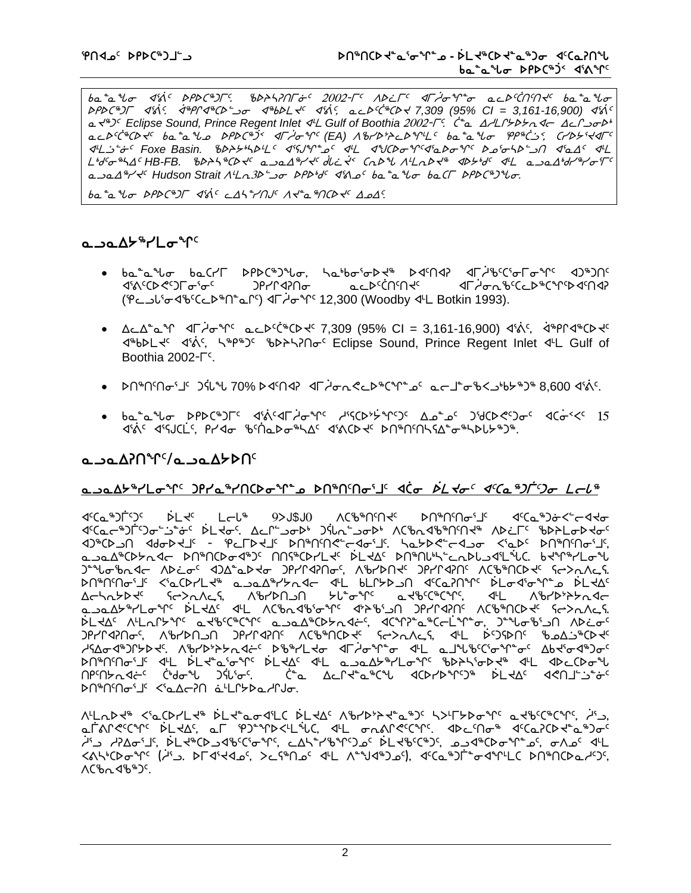ᑲᓇᓐᓇᖕᓂ ᐊᕐᕌᑦ ᐅᐸᑦᑕᖅᑐᒥᑦ. ᖃᐅᔨᓴᕐᑎᒥᓃᑦ 2002-ᒥᑦ ᐱᓪᓕᒥᑦ ᐊᒥᓲᓂᖏᓐᓂ ᓇᓚᐅᑦᑖᑎᑦᑎᔾᑦ ᑲᓇᓐᓇᖕᓂ ᐅᐸᑦᑕᖅᑐᒥ ᐊᕐᕌᑦ ᐋᖅᑭᐊᖅᑕᐅᓪᓗᓂ ᐊᖃᐅᒪᔾᑦ ᐊᕐᕌᑦ ᓇᓚᐅᑦᑖᖅᑕᐅᔪ 7,309 (95% CI = 3,161-16,900) ᐊᕐᕌᑦ ᓇᔪᖅᑐᑦ Eclipse Sound, Prince Regent Inlet ᐊᒻᒪ Gulf of Boothia 2002-ᒥᑦ. ᑖᓐᓇ ᐃᓱᒪᒋᔭᐅᔪᓐᓇᓕᐊ ᐃᓚᒋᓗᓂᐅᑉ ᓇᓚᐅᑦᑖᖅᑕᐅᔾᑦ ᑲᓇᓐᓇᖕᓂ ᐅᐸᑦᑕᖅᑐᑦ ᐊᒥᓲᓂᖏᑦ (EA) ᐱᖃᓯᐅᔾᕿᓚᐅᖏᒻᒪᑦ ᑲᓇᓐᓇᖕᓂ ᕿᑭᖅᑖᓗᒃ, ᑕᓯᐅᔭᕐᔪᐊᕐᒥᑦ ᐊᒻᒪᓘᓐᓃᑦ Foxe Basin. ᖃᐅᔨᔭᒃᓴᐅᒻᒪᑦ ᐊᕐᕋᒍᖏᓐᓄᑦ ᐊᒻᒪ ᐊᖑᑦᑐᓂᖏᑦᑐᐊᕐᓇᐅᓂᖏᑦ ᐅᓄᕐᓂᓴᐅᓪᓗᑎ ᐊᓇᐃᑦ ᐊᒻᒪ ᒪᒃᑯᓂᖅᓴᐃᑦ HB-FB. ᖃᐅᔭᓴᖅᑕᐅᔾᑦ ᓇᓗᓇᐃᖅᓯᔾᑦ ᑯᓛᔾᑦ ᑕᕆᐅᖓ ᐱᒻᒪᕆᐅᔪᖅ ᐊᐅᔾᖁᑦ ᐊᒻᒪ ᓇᓗᓇᐃᖁᓯᖅᓯᓂᕐᒥᑦ ᓇᓗᓇᐃᖅᓯᔾᑦ Hudson Strait ᐱᒻᒪᕆᐅᓪᓗᓂ ᐅᐸᔾᖁᑦ ᐊᕐᕕᓄᑦ ᑲᓇᓐᓇᖕᓂ ᑲᓇᑕᒥ ᐅᐸᑦᑕᖅᑐᖕᓂ.

ᑲᓇᓐᓇᖕᓂ ᐅᐸᑦᑕᖅᑐᒥ ᐊᕐᕌᑦ ᓚᐃᓴᓐᓯᑎᒍᑦ ᐱᔪᓐᓇᖅᑎᑕᐅᔾᑦ ᐃᓄᐃᑦ.

## ᓇᓗᓇᐃᔭᖅᓯᒪᓂᖏᑦ

- ᑲᓇᓐᓇᖕᓂ ᑲᓇᑕᒥ ᐅᐸᑦᑕᖅᑐᖕᓂ, ᓴᓇᒃᑲᓂᕐᓂᐅᔪᖅ ᐅᐊᑎᐊᕈ ᐊᒥᓱᒃᑦᑕᕐᓂᒥᓂᖏᑦ ᐊᑐᖅᑐᑎᑦ ᐊᕐᕕᑦᑕᐅᕙᑦᑐᒥᓂᑦ ᑐᑭᓯᒋᐊᕈᑎᓂ ᓇᓚᐅᑦᑖᑎᑦᑎᔾᑦ ᐊᒥᓲᓂᖃᑦᑕᐅᖅᑲᖅᑎᑦᑕᐅᔪᐊᑎᐊᕈ (ᕿᓚᓗᒐᓐᓂᐊᖃᑦᑕᐅᖅᑎᓐᓇᒋᑦ) ᐊᒥᓲᓂᖏᑦ 12,300 (Woodby ᐊᒻᒪ Botkin 1993).

- ᐃᓚᐃᓐᓇᖏ ᐊᒥᓲᓂᖏᑦ ᓇᓚᐅᑦᑖᖅᑕᐅᔾᑦ 7,309 (95% CI = 3,161-16,900) ᐊᕐᕌᑦ, ᐋᖅᑭᐊᖅᑕᐅᔾᑦ ᐊᖃᐅᒪᔾᑦ ᐊᕐᕌᑦ, ᓴᖅᑭᖅᑐᑦ ᖃᐅᔨᓴᕐᑎᓂᑦ Eclipse Sound, Prince Regent Inlet ᐊᒻᒪ Gulf of Boothia 2002-ᒥᑦ.

- ᐅᑎᖅᑎᑦᑎᓂᕐᒧᑦ ᑐᕌᒐ 70% ᐅᐊᑎᐊᕈ ᐊᒥᓲᓂᕐᓂᖓᑦᑕᐅᖅᑲᖅᑎᑕᐅᓂᖏᑦ ᓇᓕᒧᓂᖃᐸᒃᑲᔭᖅᑐᖅ 8,600 ᐊᕐᕌᑦ.

- ᑲᓇᓐᓇᖕᓂ ᐅᐸᑦᑕᖅᑐᒥᑦ ᐊᕐᕌᑦᐊᒥᓲᓂᖏᑦ ᓱᕐᕋᑦᑕᐅᔫᖕᒋᑦᑐᑦ ᐃᓅᓐᓄᑦ ᑐᕈᑕᐅᑦᑐᓃᑦ ᐊᑦᑐᕐᐸᓯ 15 ᐊᕐᕌᑦ ᐊᕐᕋᒍᑕᓖᑦ, ᑭᓯᐊᓂ ᖃᑦᑎᓇᐅᓂᖅᓴᐃᑦ ᐊᕐᕕᑕᐅᔾᑦ ᐅᑎᖅᑎᑦᓴᕋᐃᓐᓂᖅᓴᐅᒐᔭᖅᑐᖅ.

## ᓇᓗᓇᐃᕈᑎᖏᑦ/ᓇᓗᓇᐃᔭᐅᑎᑦ

<u>ᓇᓗᓇᐃᔭᖅᓯᒪᓂᖏᑦ ᑐᑭᓯᓇᖅᓯᑎᑕᐅᓂᖏᓐᓄ ᐅᑎᖅᑎᑦᑎᓂᕐᒧᑦ ᐊᑖᓂ ᐆᒪᔪᓂᑦ ᐊᑦᑕᓇᖅᑐᕕᑦᑐᓂ ᒪᓕᒐᖅ</u>

ᐊᑦᑕᓇᖅᑐᕕᑦᑐᑦ ᐆᒪᔪᑦ ᒪᓕᒐᖅ 9>J$J0 ᐱᑦᖃᖅᑎᑦᑎᔾᑦ ᐅᑎᖅᑎᑦᑎᓂᕐᒧᑦ ᐊᑦᑕᓇᖅᑐᓃᓪᓕᐊᔪᓂ ᐊᑦᑕᓇᓕᖅᑐᕕᑦᑐᓂᓪᓗᓃᑦ ᐆᒪᔪᓂᑦ. ᐃᓚᒋᓪᓗᓂᐅᒃ ᑐᕌᒐᓐᓗᓂᐅᒃ ᐱᑦᖃᓇᐊᖅᑎᑦᑎᔪᖅ ᐱᐅᓛᒥᑦ ᖃᐅᔨᒪᓂᐅᔪᓂᑦ ᐊᑐᖅᑕᐅᓗᑎ ᐊᐊᓂᐅᔪᒧᑦ - ᕿᓚᒥᐅᔪᒧᑦ ᐅᑎᖅᑎᑦᑎᕙᓪᓕᐊᓂᕐᒧᑦ. ᓴᓇᔭᐅᕙᓪᓕᐊᓗᓂ ᐸᕐᓇᐅᑦ ᐅᑎᖅᑎᑦᑎᓂᕐᒧᑦ, ᓇᓗᓇᐃᖅᑕᐅᔭᕆᐊᓕ ᐅᑎᖅᑎᑕᐅᓂᐊᖅᑐᑦ ᑎᑎᕋᖅᑕᐅᓯᒪᔾᑦ ᐆᒪᔪᐃᑦ ᐅᑎᖅᑎᒃᓴᓪᓚᕆᐅᓚᐅᕈᓐᓇᖅᑐᐊᓪᓚᖓᑕ. ᑲᔪᓯᔾᔭᕆᐊᓕᓐᓂᖓ ᑐᓐᓂᓯᒍᑎᓂᐊ ᐱᐅᓛᓂᑦ ᐊᑐᐃᓐᓇᐅᔪᓂ ᑐᑭᓯᒋᐊᕈᑎᓂᑦ, ᐱᖃᓯᐅᑎᔾᑦ ᑐᑭᓯᒋᐊᕈᑎᑦ ᐱᑦᖃᖅᑎᑕᐅᔾᑦ ᕿᓂᕐᐸᓯᐊᕆᔭᐅᓇᓱᐊᖅᑐᑦ. ᐅᑎᖅᑎᑦᑎᓂᕐᒧᑦ ᐸᕐᓇᑕᐅᓯᒪᔪᖅ ᓇᓗᓇᐃᖅᓯᓂᐊᖅᑐᖅ ᐊᒻᒪ ᑲᒪᒋᔭᐅᓗᑎ ᐊᑦᑕᓇᕈᑎᖏᑦ ᐆᒪᓂᐊᕐᓂᖓᓐᓂ ᐆᒪᔪᐃᑦ ᐃᓕᓴᕆᔭᐅᔪᑦ ᕿᓕᕗᓂᐱᓯᑦ, ᐱᖃᓯᐅᑎᓗᑎ ᓯᓚᖏᓐᓂᑦ ᓇᔪᖅᑕᖅᑕᖏᑦ, ᐊᒻᒪ ᐱᖃᓯᐅᔾᔨᔭᕆᐊᓕᑦ ᓇᓗᓇᐃᔭᖅᓯᒪᓂᖏᑦ ᐆᒪᔪᐃᑦ ᐊᒻᒪ ᐱᑦᖃᓇᐊᖅᑕᖏᓐᓂᑦ ᐊᔾᔨᖃᕐᑐᑎ ᑐᑭᓯᒋᐊᕈᑎᑦ ᐱᑦᖃᖅᑎᑕᐅᔾᑦ ᕿᓂᕐᐸᓯᐊᕆᔭᐅᓇᓱᐊᖅᑐᑦ. ᐆᒪᔪᐃᑦ ᐱᒻᒪᕆᐅᔪᑦ ᓇᔪᖅᑕᖅᑕᖏᑦ ᓇᓗᓇᐃᖅᑕᐅᔭᕆᐊᓖᑦ, ᐊᑦᑕᕐᓇᖅᑐᓕᐅᖅᑕᐅᕙᓪᓕᐊᓂᖏᓐᓂ, ᑐᓐᓂᓯᒍᑎᓂᐊ ᐱᐅᓛᓂᑦ ᑐᑭᓯᒋᐊᕈᑎᓂᑦ, ᐱᖃᓯᐅᑎᓗᑎ ᑐᑭᓯᒋᐊᕈᑎᑦ ᐱᑦᖃᖅᑎᑕᐅᔾᑦ ᕿᓂᕐᐸᓯᐊᕆᔭᐅᓇᓱᐊᖅᑐᑦ, ᐊᒻᒪ ᐆᑦᑐᕐᕕᑦ ᖃᐅᔨᓴᖅᑕᐅᔪᓂ ᓱᕋᐃᓂᐊᖅᑐᒥᔪᑦ. ᐱᖃᓯᐅᔾᔨᓂᐊᖅᐳᖅ ᐅᖃᖅᓯᒪᔪ ᐊᒥᓲᓂᖏᓐᓂ ᐊᒻᒪ ᓇᓗᒋᔭᑦᑎᓐᓂᖏᓐᓂ ᐃᑲᔪᕐᓂᐊᖅᑐᓂ ᐅᑎᖅᑎᑦᑎᓂᕐᒧᑦ ᐊᒻᒪ ᐆᒪᔪᓇᖅᓯᓂᖏᑦ ᐆᒪᔪᐃᑦ ᐊᒻᒪ ᓇᓗᓇᐃᔭᖅᓯᒪᓂᖏᑦ ᖃᐅᔨᓴᕐᓂᐅᔪᖅ ᐊᒻᒪ ᐊᐅᓚᑦᑎᓂᖓ ᑎᑭᑎᑦᓯᓇᐊᖅᑕᑦ ᑖᒃᑯᓂᖓ ᑐᕌᒐᕐᓂ. ᑖᓐᓇ ᐃᓚᒋᔪᓐᓇᖅᑕᖓ ᐊᑐᕐᓯᐅᑎᖏᑦ ᐆᒪᔪᐃᑦ ᐊᕙᓗᒧᓐᓄᑦ ᐅᑎᖅᑎᑦᑎᓂᕐᒧᑦ ᐸᕐᓇᐃᓕᕆᐊ ᓈᒻᒪᒋᔭᐅᓯᒪᒋᐅᑎᒍᓐᓂ.

ᐱᒻᒪᕆᐅᔪᖅ ᐸᕐᓇᑕᐅᓯᒪᔪᖅ ᐆᒪᔪᓇᓂᐊᕐᓚᑦ ᐆᒪᔪᐃᑦ ᐱᖃᓯᐅᔾᔨᓇᖅᑐᖅ ᓴᐳᒥᔭᐅᓂᖏᑦ ᓇᔪᖅᑕᖅᑕᖏᑦ, ᓱᕐᕋᓗ, ᓇᒦᕝᕙᕙᖅᑕᖏᑦ ᐆᒪᔪᐃᑦ, ᓇᒥ ᕿᑐᖕᖏᕈᖅᐸᓪᓕᕙᓪᓕᐊᓪᓚᕆᑦ, ᐊᒻᒪ ᓂᕆᕕᕙᖅᑕᖏᑦ. ᐊᐅᓚᑦᑎᓂᖅ ᐊᑦᑕᓇᖅᑐᓕᐅᖅᑕᐅᓇᓱᐊᖅᑐᓂᑦ ᓱᕐᕋᓗ ᓱᕈᐊᓂᕐᒧᑦ, ᐆᒪᔪᖅᑐᐊᖅᑐᕐᓗᐊᕈᑕᐅᔪᑦ, ᓚᐃᓴᓐᓯᖅᑐᖅᑐᓄᑦ ᐆᒪᔪᖃᖅᑕᖅᑐᑦ, ᓄᓗᐊᖅᑐᕐᓂᕐᓄᑦ, ᓂᐱᐅᑦ ᐊᒻᒪ ᐸᕕᓴᒃᑕᐅᓂᖏᑦ (ᓱᕐᕋ. ᐅᒥᐊᕐᔪᐊᓄᑦ, ᐳᓚᕋᕐᓂᑦ ᐊᒻᒪ ᐱᓇᓱᐊᖅᑐᓄᑦ), ᐊᑦᑕᓇᖅᑐᒦᓐᓇᕐᓂᐊᕐᒪᖓᑦ ᐅᑎᖅᑎᑕᐅᓇᓱᒍᑦ, ᐱᑦᖃᓇᐊᖅᑐᖅ.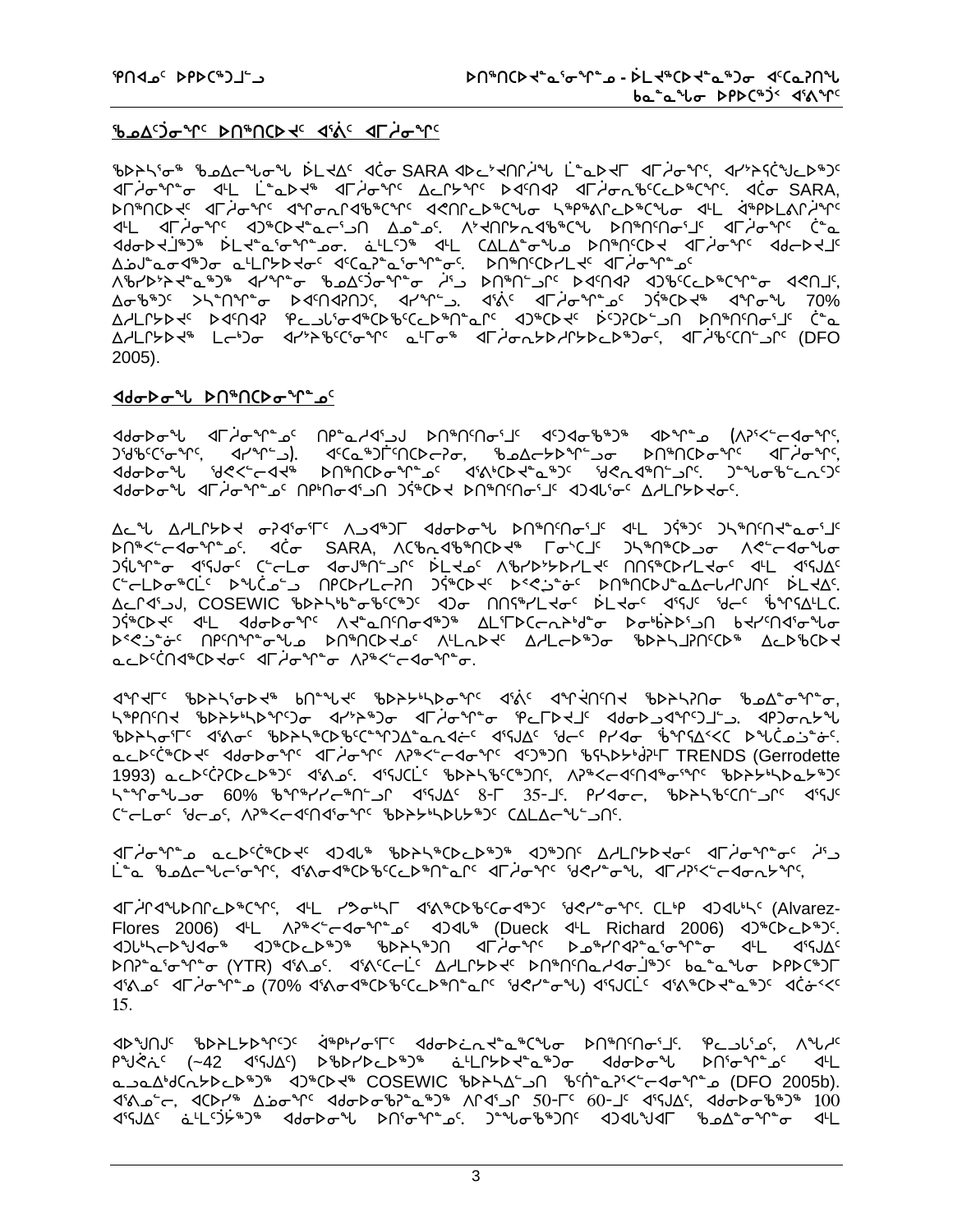## ᖃᓄᐃᑦᑐᓂᖏᑦ ᐅᑎᖅᑎᑕᐅᔪᑦ ᐊᕙᑦ ᐊᒥᓲᓂᖏᑦ

ᖃᐅᔨᓴᕐᓂᖅ ᖃᓄᐃᓕᖓᓂᖓ ᐆᒪᔪᐃᑦ ᐊᑖᓂ SARA ᐊᐅᓚᔾᔪᑎᒋᔫᖓ ᒫᓐᓇᐅᔪᒥ ᐊᒥᓲᓂᖏᑦ, ᐊᓯᔾᔨᕐᑖᖑᒐᓚᐅᖅᑐᑦ ᐊᒥᓲᓂᖏᓐᓂ ᐊᒻᒪ ᒫᓐᓇᐅᔪᖅ ᐊᒥᓲᓂᖏᑦ ᐃᓚᒋᔭᖏᑦ ᐅᐊᑦᑎᐊᕈ ᐊᒥᓲᓂᕆᖃᑦᑕᓚᐅᖅᑕᖏᑦ. ᐊᑖᓂ SARA, ᐅᑎᖅᑎᑕᐅᔪᑦ ᐊᒥᓲᓂᖏᑦ ᐊᖏᓂᕐᓂᒋᐊᖃᖅᑕᖏᑦ ᐊᕙᑎᒋᓚᐅᖅᑕᖓᓂ ᓴᖅᑭᑉᐱᓚᐅᖅᑕᖓᓂ ᐊᒻᒪ ᐋᖅᑭᒃᓱᐃᒋᔾᔪᑎᖏᑦ ᐊᒻᒪ ᐊᒥᓲᓂᖏᑦ ᐊᑐᖅᑕᐅᔪᓐᓇᕐᓗᑎ ᐃᓄᓐᓄᑦ. ᐱᔾᔪᑎᒋᔭᕆᐊᖃᖅᑕᖓ ᐅᑎᖅᑎᑦᑎᓂᕐᒧᑦ ᐊᒥᓲᓂᖏᑦ ᑖᓐᓇ ᐊᑯᓂᐅᔪᒧᖅᑐᖅ ᐆᒪᔪᓐᓇᕐᓂᖏᓐᓄᓂ. ᓈᒻᒪᑦᑐᖅ ᐊᒻᒪ ᑕᐱᓚᐃᓐᓂᖓᓄ ᐅᑎᖅᑎᑦᑕᔪ ᐊᒥᓲᓂᖏᑦ ᐊᑯᓂᐅᔪᒧᑦ ᐃᓅᒍᓐᓇᓂᐊᖅᑐᓂ ᓇᒻᒥᓂᖅᐳᔪᓂᑦ ᐊᑦᑕᕆᓐᓇᕐᓂᖏᓐᓂᑦ. ᐅᑎᖅᑎᑦᑐᓯᒪᔪᑦ ᐊᒥᓲᓂᖏᓐᓄᑦ ᐱᖁᔭᐅᔾᔪᑎᖃᕐᓂᖅᑐᖅ ᐊᓯᖏᓐᓂ ᖃᓄᐃᑦᑐᓂᖏᓐᓂ ᓲᕐᓗ ᐅᑎᖅᑎᓪᓗᒋᑦ ᐅᐊᑦᑎᐊᕈ ᐊᑐᖅᑕᐅᓚᐅᖅᑕᖏᓐᓂ ᐊᕐᑎᒧᑦ, ᐃᓂᖃᖅᑐᑦ ᐳᓴᓐᑎᖏᓐᓂ ᐅᐊᑦᑎᐊᕈ, ᐊᓯᖏᓪᓗ. ᐊᕙᑦ ᐊᒥᓲᓂᖏᓐᓄᑦ ᑐᑦᓯᕋᐅᑎᖅ ᐊᖏᓂᖓ 70% ᐃᓱᒪᒋᔭᐅᔪᑦ ᐅᐊᑦᑎᐊᕈ ᕿᓚᓗᒐᕐᓂᐊᖅᑕᐅᓚᐅᖅᑕᐅᖅᑎᓐᓇᒋᑦ ᐊᑐᖅᑕᐅᔪᑦ ᐆᑦᑐᕋᐅᑎᒧᑦ ᐅᑎᖅᑎᑦᑎᓂᕐᒧᑦ ᑖᓐᓇ ᐃᓱᒪᒋᔭᐅᔪᖅ ᒪᓕᒃᑐᓂ ᐊᓯᔾᔨᖅᑕᕐᓂᖏᑦ ᓇᒥᓂᖅ ᐊᒥᓲᓂᖅᐳᔪᓯᒪᔭᐅᓚᐅᖅᑐᓂᑦ, ᐊᒥᒎᖅᑕᑎᓪᓗᒋᑦ (DFO 2005).

## ᐊᑯᓂᐅᓂᖓ ᐅᑎᖅᑎᑕᐅᓂᖏᓐᓄᑦ

ᐊᑯᓂᐅᓂᖓ ᐊᒥᓲᓂᖏᓐᓄᑦ ᑎᑭᓐᓇᓱᐊᕐᓗᒍ ᐅᑎᖅᑎᑦᑎᓂᕐᒧᑦ ᐊᑦᑐᐊᓂᖅᑐᖅ ᐊᐅᓚᓐᓂ (ᐱᔅᓯᐸᓕᐊᓂᖏᑦ, ᑐᖁᖃᑦᑕᕐᓂᖏᑦ, ᐊᓯᖏᓐᓗ). ᐊᑦᑕᓇᖅᑐᒥᒃᑎᑕᐅᓯᓂ, ᖃᓄᐃᓕᕆᔭᐅᖏᓐᓗᓂ ᐅᑎᖅᑎᑕᐅᓂᖏᑦ ᐊᒥᓲᓂᖏᑦ, ᐊᑯᓂᐅᓂᖓ ᖁᕙᐸᓕᐊᔪᖅ ᐅᑎᖅᑎᑕᐅᓂᖏᓐᓄᑦ ᐊᕐᕕᒃᑕᐅᔭᓐᓇᖅᑐᓂ ᖁᕙᕆᐊᖅᑎᓪᓗᒋᑦ. ᑐᓐᖓᓂᖃᓕᕐᓗᑎᑦ ᐊᑯᓂᐅᓂᖓ ᐊᒥᓲᓂᖏᓐᓄᑦ ᑎᑭᓐᓂᐊᕐᓗᑎ ᑐᕌᖅᑕᐅᔪ ᐅᑎᖅᑎᑦᑎᓂᕐᒧᑦ ᐊᑐᐊᒐᓂᑦ ᐃᓱᒪᒋᔭᐅᔪᓂᑦ.

ᐃᓚᖓ ᐃᓱᒪᒋᔭᐅᔪ ᓂᓪᓕᐊᕐᓂᕐᒥᑦ ᐱᓗᐊᖅᑐᒥ ᐊᑯᓂᐅᓂᖓ ᐅᑎᖅᑎᑦᑎᓂᕐᒧᑦ ᐊᒻᒪ ᑐᕌᖅᑐᑦ ᑐᓴᖅᑎᑦᑎᔪᓐᓇᕐᓂᕐᒧᑦ ᐅᑎᖅᐸᓕᐊᓂᖏᓐᓄᑦ. ᐊᑖᓂ SARA, ᐱᑕᖃᓐᖏᑦᑎᑕᐅᔪᖅ ᒥᓂᔅᑕᒧᑦ ᑐᓴᖅᑎᑦᑐᓂ ᐱᕙᓪᓕᐊᓂᖓᓂ ᑐᕌᒐᖏᓐᓂ ᐊᕐᕌᒍᓄᑦ ᑕᓪᓕᒪᓂ ᐊᓄᒍᖅᑎᓪᓗᒋᑦ ᐆᒪᔪᓄᑦ ᐱᖃᑦᑐᐃᔪᐃᓯᒪᔪᑦ ᑎᑎᕋᖅᑕᐅᓯᒪᔪᓂᑦ ᐊᒻᒪ ᐊᕐᕋᒍᐃᑦ ᑕᓪᓕᒪᓂᒃᑕᓖᑦ ᐅᖓᑖᓄᑦ ᑎᑎᕋᖅᑕᐅᓯᒪᓕᖅᑎᒋ ᑐᕌᒐᖏᑦ ᐅᑳᓐᓂᖅᑐᓂ ᐅᑎᖅᑎᑦᑐᓐᓇᐃᓕᒍᑎᒋᓂᑦ ᐆᒪᔪᑦ. ᐃᓚᒋᐊᕐᓗᒍ, COSEWIC ᖃᐅᔨᓴᖅᑳᕐᓂᖃᖃᑦᑕᖅᑐᑦ ᐊᑐᓂ ᑎᑎᕐᖅᓯᒪᔪᓂᑦ ᐆᒪᔪᑦ ᐊᕐᕌᒍᑦ ᖁᓕᑦ ᖃᖓᑦᑕᐃᓕᑕ. ᑐᕌᖅᑐᑦ ᐊᒻᒪ ᐊᑯᓂᐅᓂᖏᑦ ᐱᔪᓐᓇᑎᑦᑎᓂᐊᖅᑐᖅ ᐃᒪᒥᐅᑕᓕᕆᔨᒃᑯᓐᓂ ᐅᓂᒃᑳᐅᕐᓗᑎ ᑲᐅᔨᑎᐊᕐᓂᐊᖅᑐᓂ ᐅᑦᑐᕋᐅᓯᐊᒃᑲᓐᓂᐊᖅᑐᓂ ᐅᑎᖅᑎᑕᐅᓂᖅᑐᓂ ᐱᒻᒪᕆᒃ ᐃᓱᒪᓕᐅᖅᑐᓂ ᖃᐅᔨᓴᒍᕐᑎᑦᑕᖅ ᐃᓚᐅᖃᑕᐅᔪᖅ ᓇᓚᐅᑦᑖᕐᑎᑕᐅᔪᓂᑦ ᐊᒥᓲᓂᖏᓐᓂ ᐱᕙᓪᓕᐊᓂᖏᓐᓂ.

ᐊᖏᔪᒥᑦ ᖃᐅᔨᓴᕐᓂᐅᔪᖅ ᑲᑎᖓᔪᑦ ᖃᐅᔨᓴᔾᔭᐅᓂᖏᑦ ᐊᕙᑦ ᐊᖏᔫᑎᑦᑎᔪ ᖃᐅᔨᓴᕈᑎᓂ ᖃᓄᐃᓐᓂᖏᓐᓂ, ᓴᖅᑎᑦᑎᔪ ᖃᐅᔨᓴᔾᔭᐅᓂᖏᑦᑐᓂ ᐊᓯᔾᔨᖅᑐᓂ ᐊᒥᓲᓂᖏᓐᓂ ᕿᓚᓗᒐᓐᓂᑦ ᐊᑯᓂᐅᔪᓂᖏᑦᑐᒧᑦ. ᖃᐅᔨᓴᕐᓂᒥᑦ ᐊᕙᓂᑦ ᖃᐅᔨᓴᖅᑕᐅᖃᑦᑕᖏᓐᓇᕐᓂᐊᓂᐊᓕᑦ ᐊᕐᕌᒍᐃᑦ ᖁᓕᑦ ᕿᓯᐊᓂ ᖃᖓᑦᑕᐅᑉᐸᑕ ᐅᖓᓚᐅᓐᓂᓪᓗᓂ. ᓇᓚᐅᑦᑖᖅᑕᐅᔪᑦ ᐊᑯᓂᐅᓂᖏᑦ ᐊᒥᓲᓂᖏᑦ ᐱᔾᔪᑎᖃᕐᓂᖏᑦ ᐊᑐᖅᖢᒍ ᖃᓴᐅᔭᒃᑯᑎᒥ TRENDS (Gerrodette 1993) ᓇᓚᐅᑦᑖᖅᑕᐅᓚᐅᖅᑐᑦ ᐊᕙᓄᑦ. ᐊᕐᕌᒍᑕᓚᑦ ᖃᐅᔨᓴᖃᑦᑕᖅᑐᑎᑦ, ᐱᔾᔪᑎᓕᐊᑎᑕᕐᓂᖏᑦ ᖃᐅᔨᓴᖅᓴᐅᓴᖅᑐᑦ ᓴᓐᖏᓂᖓᓗᓂ 60% ᖃᖏᖅᓯᓯᓂᖅᑎᓗᒋ ᐊᕐᕌᒍᐃᑦ 8-ᒥ 35-ᒧᑦ. ᑭᓯᐊᓂᓕ, ᖃᐅᔨᓴᖃᑦᑎᓪᓗᒋᑦ ᐊᕐᕌᒍᑦ ᑕᓪᓕᒪᓂᑦ ᖁᓕᓄᑦ, ᐱᔾᔪᑎᖃᑎᐊᕐᓂᖏᑦ ᖃᐅᔨᓴᖅᓴᐅᓯᒪᔪᑦ ᑕᐱᓚᐃᓐᓂᖓᓗᑎᑦ.

ᐊᒥᓲᓂᖏᓐᓄ ᓇᓚᐅᑦᑖᖅᑕᐅᔪᑦ ᐊᑐᐃᓪᓗ ᖃᐅᔨᓴᖅᑕᐅᓚᐅᖅᑐᖅ ᐊᑐᖅᑐᑦ ᐃᓱᒪᒋᔭᐅᔪᓂᑦ ᐊᒥᓲᓂᖏᓐᓂᑦ ᓱᕐᓗ ᒫᓐᓇ ᖃᓄᐃᓕᖓᓂᖏᑦ, ᐊᕙᓂᐊᖅᑕᐅᖃᑦᑕᐅᓚᐅᖅᑎᓐᓇᒋᑦ ᐊᒥᓲᓂᖏᑦ ᖁᕙᓯᓐᓂᖓ, ᐊᒥᓱᕈᕐᓯᓕᐊᓂᕋᖏᑦ,

ᐊᒥᓱᒋᐊᖓᐅᑎᒋᓚᐅᖅᑕᖏᑦ, ᐊᒻᒪ ᓯᕗᓂᖓᒍᑦ ᐊᕙᖅᑕᐅᖃᑦᑕᓂᐊᖅᑐᑦ ᖁᕙᓯᓐᓂᖏᑦ. ᑕᒪᒃᑭ ᐊᑐᐃᓐᓇᑦ (Alvarez-Flores 2006) ᐊᒻᒪ ᐱᔾᔪᑎᖃᕐᓂᖏᓐᓄᑦ ᐊᑐᐃᓪᓗ (Dueck ᐊᒻᒪ Richard 2006) ᐊᑐᖅᑕᐅᓚᐅᖅᑐᖅ. ᐊᑐᐃᓐᓇᐅᓚᐅᖅᑐᖅ ᐊᑐᖅᑕᐅᓚᐅᖅᑐᖅ ᖃᐅᔨᓴᖅᑎ ᐊᒥᓲᓂᖏᑦ ᐅᓄᖅᑎᒋᔭᖏᓐᓇᕐᓂᖏᓐᓂ ᐊᒻᒪ ᐊᕐᕌᒍᐃᑦ ᐅᑎᕐᓇᕐᓂᖏᓐᓂ (YTR) ᐊᕙᓄᑦ. ᐊᕙᑦᑕᓕᑦ ᐃᓱᒪᒋᔭᐅᔪᑦ ᐅᑎᖅᑎᑦᑎᓇᓱᐊᕐᓂᒧᑦ ᑲᓇᓐᓇᖓ ᐅᑭᐅᖅᑕᖅᑐᒥ ᐊᕙᓄᑦ ᐊᒥᓲᓂᖏᓐᓄ (70% ᐊᕙᓂᐊᖅᑕᐅᓚᐅᖅᑎᓐᓇᒋᑦ ᖁᕙᓯᓐᓂᖓ) ᐊᕐᕌᒍᑕᓚᑦ ᐊᕙᖅᑕᐅᔭᓐᓇᖅᑐᑦ ᐊᑖᓂᑦ 15.

ᐊᐅᓪᒍᑎᑦ ᖃᐅᔨᒪᔭᐅᖏᑦᑐᑦ ᐋᖅᑭᒃᓯᓂᕐᒥᑦ ᐊᑯᓂᐅᑦᓇᕆᐊᖃᖅᑕᖓ ᐅᑎᖅᑎᑦᑎᓂᕐᒧᑦ. ᕿᓚᓗᒐᕐᓄᑦ, ᐱᖓᓱᑦ ᑭᖑᕚᓇᑦ (~42 ᐊᕐᕌᒍᑦ) ᐅᖃᐅᓯᐅᓚᐅᖅᑐᖅ ᓈᒪᒋᔭᐅᔪᓐᓇᖅᑐᖅ ᐊᑯᓂᐅᓂᖓ ᐅᑎᕐᓂᖏᓐᓄᑦ ᐊᒻᒪ ᓇᓗᓇᐃᒃᑯᑕᐅᔭᐅᓚᐅᖅᑐᖅ ᐊᑐᖅᑕᐅᔪᖅ COSEWIC ᖃᐅᔨᓴᐃᓕᑐᓂ ᖃᑦᑏᓐᓇᕐᓯᐸᓕᐊᓂᖏᓐᓄ (DFO 2005b). ᐊᕙᓄᓕᒫ, ᐊᑕᐅᓯᖅ ᐃᓅᓇᖏᑦ ᐊᑯᓂᐅᓂᕈᓐᓇᖅᑐᖅ ᐱᒋᐊᓗᒍ 50-ᒥᑦ 60-ᒧᑦ ᐊᕐᕌᒍᑦ, ᐊᑯᓂᐅᓂᖃᖅᑐᖅ 100 ᐊᕐᕌᒍᑦ ᓈᒻᒪᑦᑐᖅᑐᖅ ᐊᑯᓂᐅᓂᖓ ᐅᑎᕐᓂᖏᓐᓄᑦ. ᑐᓐᖓᓂᖃᖅᑐᑦ ᐊᑐᐃᓐᖓᒥ ᖃᓄᐃᓐᓂᖏᓐᓂ ᐊᒻᒪ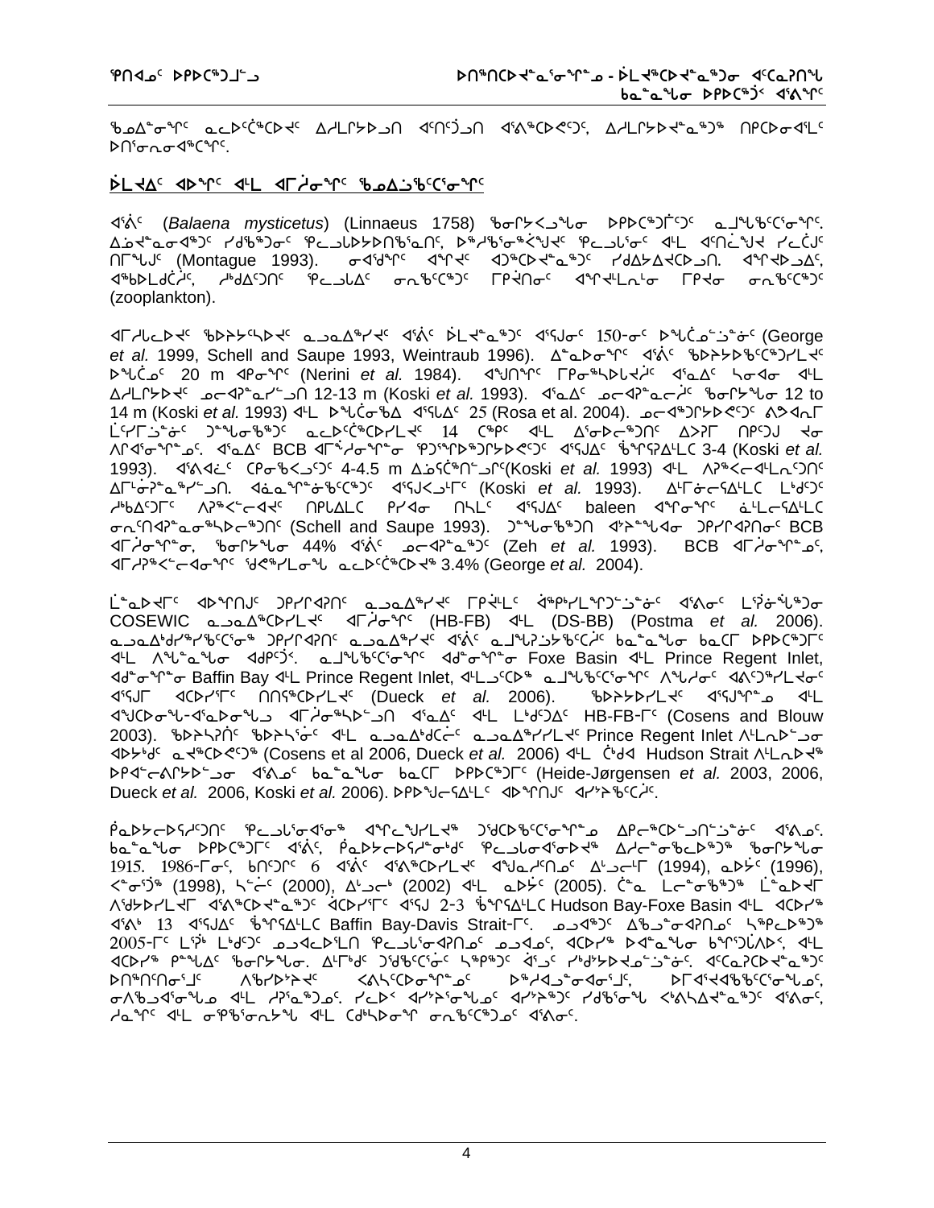ᖃᓄᐃᓐᓂᖏᑦ ᓇᓕᐅᑦᑖᖅᑕᐅᔪᑦ ᐃᓱᒪᒋᔭᐅᓗᑎ ᐊᑦᑎᑦᑑᓗᑎ ᐊᑦᕕᖅᑕᐅᕙᑦᑐᑦ, ᐃᓱᒪᒋᔭᐅᔪᓐᓇᖅᑐᖅ ᑎᑭᑕᐅᓂᐊᖃᑦ ᐅᑎᕐᓂᕆᓂᐊᖅᑕᖏᑦ.

## ᐆᒪᔪᐃᑦ ᐊᐅᖏᑦ ᐊᒻᒪ ᐊᒥᓲᓂᖏᑦ ᖃᓄᐃᓘᖃᑦᑕᓂᖏᑦ

ᐊᕐᕕᑦ (*Balaena mysticetus*) (Linnaeus 1758) ᖃᓂᒋᔮᓗᖕᒐ ᐅᑭᐅᖅᑐᒦᑦᑐᑦ ᓇᒧᖕᒐᑲᑦᑕᓂᖏᑦ. ᐃᓅᔪᓐᓇᓂᐊᖅᑐᑦ ᓯᑯᖅᑐᓂᑦ ᕿᓚᓗᒃᐅᔭᐅᑎᖃᕐᓇᑎᑦ, ᐅᖅᓱᖃᕐᓂᖅᐸᒡᒍᔪᑦ ᕿᓚᓗᒐᕐᓂᑦ ᐊᒻᒪ ᐊᑦᑎᓛᖑᔪ ᓯᓚᑖᒍᑦ ᑎᒥᖓᒍᑦ (Montague 1993). ᓂᐊᖁᖏᑦ ᐊᖏᔪᑦ ᐊᑐᖅᑕᐅᔪᓐᓇᖅᑐᑦ ᓯᐅᐃᔭᐃᔪᑕᐅᓗᑎ. ᐊᖏᔪᐅᓗᐃᑦ, ᐊᖅᑲᐅᒪᑖᓱᑦ, ᓱᒃᑯᐃᑦᑎᑦ ᕿᓚᓗᒐᐃᑦ ᓂᕆᒐᑦᑕᖅᑐᑦ ᒥᑭᔫᑎᓂᑦ ᐊᖏᔫᒪᓂᒪᓂ ᒥᑭᔪᓂ ᓂᕆᒐᑦᑕᖅᑐᑦ (zooplankton).

ᐊᒥᓱᓕᐅᔪᑦ ᖃᐅᔨᓴᖅᓴᐅᔪᑦ ᓇᓗᓇᐃᖅᓯᔪᑦ ᐊᕐᕕᑦ ᐆᒪᔪᓐᓇᖅᑐᑦ ᐊᕐᕌᒍᑦ 150-ᓂᑦ ᐅᖓᑖᓄᑦᓅᓐᓂᑦ (George *et al.* 1999, Schell and Saupe 1993, Weintraub 1996). ᐃᓐᓇᐅᓂᖏᑦ ᐊᕐᕖᑦ ᖃᐅᔨᓴᐅᕙᑦᑕᖅᑐᓯᒪᔪᑦ ᐅᖓᑖᓄᑦ 20 m ᐊᑭᓂᖏᑦ (Nerini *et al.* 1984). ᐊᖑᑎᖏᑦ ᒥᑭᓂᖅᓴᐅᒐᔪᔾᔨᑦ ᐊᕐᓇᐃᑦ ᓴᓂᐊᓂ ᐊᒻᒪ ᐃᓱᒪᒋᔭᐅᔪᑦ ᓄᓕᐊᕈᓐᓇᕐᓕᓗᑎ 12-13 m (Koski *et al.* 1993). ᐊᕐᓇᐃᑦ ᓄᓕᐊᕈᓐᓇᓕᕐᓂᑦ ᖃᓂᒋᔭᓐᖓ 12 to 14 m (Koski *et al.* 1993) ᐊᒻᒪ ᐅᖓᑖᓂᖃᐃ ᐊᕐᕌᒍᐃᑦ 25 (Rosa et al. 2004). ᓄᓕᐊᖅᑐᒋᔭᐅᕙᑦᑐᑦ ᕿᓄᐊᕆᒥ ᒫᑦᓯᒥᓅᓐᓂᑦ ᑐᓐᖓᓂᖃᖅᑐᑦ ᓇᓕᐅᑦᑖᖅᑐᓯᒪᔪᑦ 14 ᑕᖅᑭᑦ ᐊᒻᒪ ᐃᕐᓂᐅᓕᖅᑐᑎᑦ ᐃᐳᕈᒥ ᑎᑭᑦᑐᒍ ᔪᓂ ᐱᓕᕐᕕᓂᖏᓐᖓᓄᑦ. ᐊᕐᓇᐃᑦ BCB ᐊᒥᕐᓱᓂᖏᓐᓂ ᕿᑐᕐᖏᐅᖅᑐᖅᑐᓯᒪᔪᑦ ᐊᕐᕌᒍᓂ ᖃᖏᑦᑭᐃᒻᒪᑕ 3-4 (Koski *et al.* 1993). ᐊᕐᕕᐊᓛᑦ ᑕᑭᓂᖃᕐᓗᑐᑦ 4-4.5 m ᐃᓅᕋᑦᑖᖅᑎᓪᓗᒋᑦ(Koski *et al.* 1993) ᐊᒻᒪ ᐱᕈᖅᐸᓪᓕᐊᒻᒪᓕᕆᓪᓗᑎᑦ ᐃᒥᓐᓂᕈᓐᓇᖅᓯᓪᓗᑎ. ᐊᓈᓇᖏᓐᓂᖅᑕᖅᑐᑦ ᐊᕐᕌᒍᓪᓗᒥᑦ (Koski *et al.* 1993). ᐃᒥᓐᓂᓕᕐᕕᒻᒪᑕ ᒪᒃᑯᑦᑐᑦ ᓱᒃᑲᐃᑦᑐᒥᑦ ᐱᕈᖅᐸᓪᓕᐊᔪᑦ ᑎᑭᒪᐃᒪᑕ ᕿᓯᐊᓂ ᑎᓴᒪᑦ ᐊᕐᕌᒍᐃᑦ baleen ᐊᖏᓂᖏᑦ ᓈᒻᒪᓕᕐᕕᒻᒪᑕ ᓂᕆᑦᑎᐊᕈᓐᓇᓂᖅᓴᐅᓕᖅᑐᑎᑦ (Schell and Saupe 1993). ᑐᓐᖓᓂᖅᑐᑎ ᐊᔾᔨᖓᓂᖓᐊ ᑐᕈᓯᒋᐊᕈᑎᓂᑦ BCB ᐊᒥᕐᓱᓂᖏᓐᓂ, ᖃᓂᒋᔭᖓᓂ 44% ᐊᕐᕖᑦ ᓄᓕᐊᕈᓐᓇᖅᑐᑦ (Zeh *et al.* 1993). BCB ᐊᒥᕐᓱᓂᖏᓐᓄᑦ, ᐊᒥᓱᕈᖅᐸᓪᓕᐊᓂᖏᑦ ᖁᕙᖅᓯᒪᓂᖓ ᓇᓕᐅᑦᑖᖅᑕᐅᔪᖅ 3.4% (George *et al.* 2004).

ᒪᓐᓇᐅᔪᒥᑦ ᐊᐅᖏᑎᒍᑦ ᑐᕈᓯᕆᐊᕈᑎᑦ ᓇᓗᓇᐃᖅᓯᔪᑦ ᒥᑭᔫᒪᑦ ᐋᖅᑭᒃᓯᒪᖏᑦᑐᓪᓗᓐᓂᑦ ᐊᕐᕆᓂᑦ ᒪᕐᕉᓐᖓᖅᑐᓂ COSEWIC ᓇᓗᓇᐃᖅᑕᐅᓯᒪᔪᑦ ᐊᒥᕐᓱᓂᖏᑦ (HB-FB) ᐊᒻᒪ (DS-BB) (Postma *et al.* 2006). ᓇᓗᓇᐃᒃᑯᓯᖅᓯᖃᑦᑕᓂᖏᑦ ᑐᕈᓯᕆᐊᕈᑎᑦ ᓇᓗᓇᐃᖅᓯᔪᑦ ᐊᕐᕖᑦ ᓇᒧᖓᕈᓘᖃᑦᑕᕐᓂᑦ ᑲᓇᓐᓇᖓᓂ ᑲᓇᑕᒥ ᐅᑭᐅᖅᑕᖅᑐᒥᑦ ᐊᒻᒪ ᐱᖓᓐᓇᖓᓂ ᐊᑯᑭᑦᑐᖅ. ᓇᒧᖓᕈᑦᑕᕐᓂᖏᑦ ᐊᑯᓐᓂᖏᓐᓂ Foxe Basin ᐊᒻᒪ Prince Regent Inlet, ᐊᑯᓐᓂᖏᓐᓂ Baffin Bay ᐊᒻᒪ Prince Regent Inlet, ᐊᒻᒪᓗᑦᑕᐅᖅ ᓇᒧᖓᕈᑦᑕᕐᓂᖏᑦ ᐱᖓᓱᓂᑦ ᐊᕕᑦᑐᖅᓯᒪᔪᓂᑦ ᐊᕐᕌᒍᒥ ᐊᑕᐅᓯᕐᒥᑦ ᑎᑎᕋᖅᑕᐅᓯᒪᔪᑦ (Dueck *et al.* 2006). ᖃᐅᔨᓴᐅᓯᒪᔪᑦ ᐊᕐᕌᒍᖏᓐᓇ ᐊᒻᒪ ᐊᖑᑦᑕᐅᓂᖓ-ᐊᕐᓇᐅᓂᖓᓗ ᐊᒥᕐᓱᓂᖅᓴᐅᓪᓗᑎ ᐊᕐᓇᐃᑦ ᐊᒻᒪ ᒪᒃᑯᑦᑐᐃᑦ HB-FB-ᒥᑦ (Cosens and Blouw 2003). ᖃᐅᔨᓴᕈᑎᑦ ᖃᐅᔨᓴᕐᓂᑦ ᐊᒻᒪ ᓇᓗᓇᐃᒃᑯᑖᑦ ᓇᓗᓇᐃᖅᓯᓯᒪᔪᑦ Prince Regent Inlet ᐱᒪᓂᐅᓪᓗᓂ ᐊᐅᔭᒃᑯᑦ ᓇᔪᖅᑕᐅᕙᑦᑐᖅ (Cosens et al 2006, Dueck *et al.* 2006) ᐊᒻᒪ ᑖᒃᑯᐊ Hudson Strait ᐱᒪᓂᐅᔪᖅ ᐅᑭᐊᓪᓚᕆᔭᐅᓪᓗᓂ ᐊᕐᕕᓄᑦ ᑲᓇᓐᓇᖓᓂ ᑲᓇᑕᒥ ᐅᑭᐅᖅᑕᖅᑐᒥᑦ (Heide-Jørgensen *et al.* 2003, 2006, Dueck *et al.* 2006, Koski *et al.* 2006). ᐅᑭᐅᖑᓕᕐᕕᒻᒪᑕ ᐊᐅᖏᑎᒍᑦ ᐊᓯᔾᔨᖅᑕᑦᑕᓯᑦ.

ᑮᓇᐅᔭᓕᐅᕐᓯᐅᑎᑦ ᕿᓚᓗᒐᓂᐊᕐᓂᖅ ᐊᖏᓕᖅᓯᒪᔪᖅ ᑐᕌᒍᑎᖃᖅᑕᑦᑕᓂᖏᓐᓇ ᐃᑭᓕᖅᑕᐅᓗᑎᓪᓗᓐᓂᑦ ᐊᕐᕕᓂᑦ. ᑲᓇᓐᓇᖓᓂ ᐅᑭᐅᖅᑕᖅᑐᒥᑦ ᐊᕐᕖᑦ, ᑮᓇᐅᔭᓕᐅᕐᓯᐅᑎᓂᒃᑯᑦ ᕿᓚᓗᒐᓂᐊᕐᓂᕐᒧᑦ ᐃᓱᓕᓐᓂᖃᓚᐅᖅᑐᖅ ᖃᓂᒋᔭᓐᖓ 1915. 1986-ᒥᓂᑦ, ᑲᑎᑦᑐᒋᑦ 6 ᐊᕐᕖᑦ ᐊᕐᕕᖅᑕᐅᓯᒪᔪᑦ ᐊᖑᓇᓱᖕᓂᕐᒧᑦ ᐃᒡᓗᓕᒻᒥ (1994), ᓇᐅᔮᑦ (1996), ᐸᓐᓂᖅᑑᖅ (1998), ᓴᓂᕝᕕ (2000), ᐃᒡᓗᓕᒃ (2002) ᐊᒻᒪ ᓇᐅᔮᑦ (2005). ᑖᓐᓇ ᒪᓕᒃᑕᐅᓂᖅᑐᖅ ᒫᓐᓇᐅᔪᒥᑦ ᐱᖁᔭᐅᓯᒪᔪᒥ ᐊᕐᕕᖅᑕᐅᔪᓐᓇᖅᑐᑦ ᐊᑕᐅᓯᕐᒥᑦ ᐊᕐᕌᒍ 2-3 ᖃᖏᑦᑕᐃᒻᒪᑕ Hudson Bay-Foxe Basin ᐊᒻᒪ ᐊᑕᐅᓯᖅ ᐊᕐᕕᒃ 13 ᐊᕐᕌᒍᐃᑦ ᖃᖏᑦᑕᐃᒪᑕ Baffin Bay-Davis Strait-ᒥᑦ. ᓄᓇᕗᖅᑐᑦ ᐃᖃᓗᖅᓂᐊᕆᐊᖃᕐᓂᑦ ᓴᖅᑭᓪᓗᐅᖅᑐᖅ 2005-ᒥᑦ ᒪᕐᕉᒃ ᒪᒃᑯᑦᑐᑦ ᓄᓗᐊᓕᐅᕐᒪᑎ ᕿᓚᓗᒐᓂᐊᕆᐊᖃᕐᓂᑦ ᓄᓗᐊᓂᑦ, ᐊᑕᐅᓯᖅ ᐅᐊᓐᓇᖓᓂ ᑲᖏᕐᖢᒃᐱᐊᖅ, ᐊᒻᒪ ᐊᑕᐅᓯᖅ ᑭᓐᖓᐃᑦ ᖃᓂᒋᔭᓐᖓ. ᐃᒪᒥᒃᑯᑦ ᑐᖁᖅᑕᐅᓂᑦ ᓴᖅᑭᖅᑐᑦ ᐊᕐᓗᑦ ᓯᒃᑯᔭᐅᔭᐅᓄᓐᓄᓐᓂᑦ. ᐊᑦᑕᕐᕿᑕᐅᔪᓐᓇᖅᑐᑦ ᐅᑎᖅᑎᑦᑎᓂᕐᒧᑦ ᐱᖃᑦᑐᔾᔭᔪᑦ ᕿᕕᐊᓴᑦᑕᐅᓂᖏᓐᓄᑦ ᐅᖅᓱᐊᓗᓐᓇᐊᓂᕐᒧᑦ, ᐅᒥᐊᕐᔪᐊᖃᑦᑕᕐᓂᖓᓄᑦ, ᓂᐱᖃᓗᐊᕐᓂᖓᓄᑦ ᐊᒻᒪ ᓱᐱᕐᓇᖅᑐᓄᑦ. ᓯᓚᐅᑉ ᐊᓯᔾᔨᕐᓂᖓᓄᑦ ᐊᓯᔾᔨᖅᑐᑦ ᓯᑯᖃᕐᓂᖓ ᐸᕐᕕᓴᐃᔭᐅᓂᖅᑐᑦ ᐊᕐᕕᓂᑦ, ᓯᓈᖏᑦ ᐊᒻᒪ ᓂᕿᖃᕐᓂᓴᕐᓂᖓ ᐊᒻᒪ ᑕᑯᓭᐅᑎᓂᖓ ᓂᕆᒐᑦᑕᖅᑐᓄᑦ ᐊᕐᕕᓂᑦ.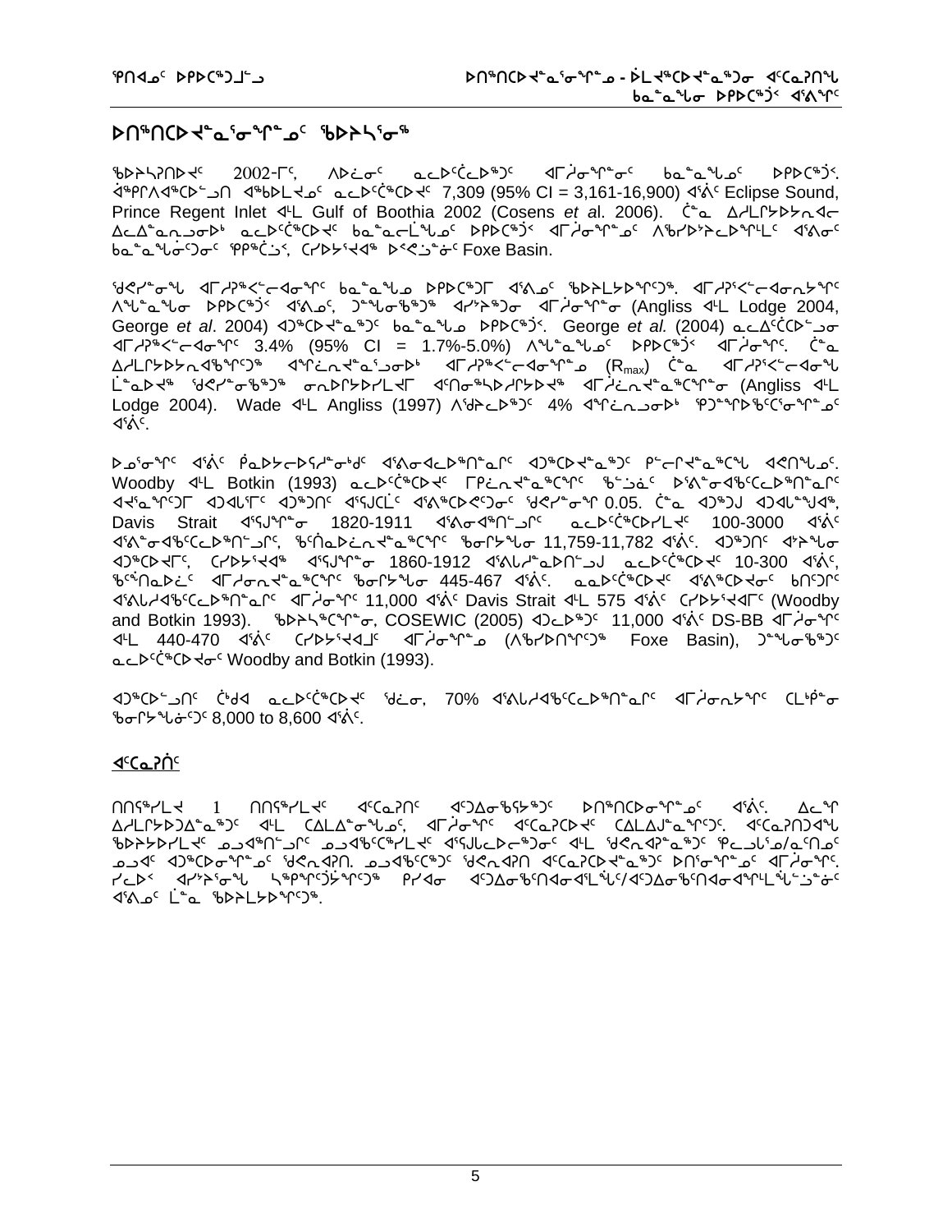## ᐅᑎᖅᑎᑕᐅᔪᓐᓇᕐᓂᖓᓐᓂᒃ ᖃᐅᔨᓴᕐᓂᖅ

ᖃᐅᔨᓴᕈᑎᐅᔪᑦ 2002-ᒥᑦ, ᐱᐅᓛᓂᑦ ᓇᓚᐅᑦᑖᓚᐅᖅᑐᑦ ᐊᒥᕐᓂᖓᓐᓂᑦ ᑲᓐᓇᖑᓄᑦ ᐅᑭᐅᑦᑐᑦ. ᐋᖅᑭᐱᐊᖅᑕᐅᓗᑎ ᐊᖃᐅᒪᔪᓄᑦ ᓇᓚᐅᑦᑖᖅᑕᐅᔪᑦ 7,309 (95% CI = 3,161-16,900) ᐊᕝᕕᑦ Eclipse Sound, Prince Regent Inlet ᐊᒻᒪ Gulf of Boothia 2002 (Cosens *et a*l. 2006). ᑖᓐᓇ ᐃᓱᒪᒋᔭᐅᔭᕆᐊᓕ ᐃᓚᐃᓐᓇᕆᓗᓂᒃ ᓇᓚᐅᑦᑖᖅᑕᐅᔪᑦ ᑲᓐᓇᓕᒫᖑᓄᑦ ᐅᑭᐅᑦᑐᑦ ᐊᒥᕐᓂᖓᓐᓄᑦ ᐱᖃᑦᐅᔾᔨᓚᐅᖓᒪᑦ ᐊᕝᕕᓂᑦ ᑲᓐᓇᖑᓃᑦᑐᓂᑦ ᕿᑭᖅᑖᕐᑦ, ᑕᓯᐅᔭᕐᔪᐊᖅ ᐅᑉᐹᓗᓐᓂᑦ Foxe Basin.

ᒃᑯᓯᓐᓂᖓ ᐊᒥᓱᕈᑉᐸᓕᐊᓂᖏᑦ ᑲᓐᓇᖑᓄ ᐅᑭᐅᑦᑐᒥ ᐊᕝᕕᓄᑦ ᖃᐅᔨᒪᔭᐅᖏᑦᑐᖅ. ᐊᒥᓱᕈᑉᐸᓕᐊᓂᕐᔪᖏᑦ ᐱᖑᓐᓇᖑᓂ ᐅᑭᐅᑦᑐᑦ ᐊᕝᕕᓄᑦ, ᑐᓐᖑᓂᖃᖅᑐᖅ ᐊᓯᔾᔨᓂ ᐊᒥᓱᕐᓂᖓᓂ (Angliss ᐊᒻᒪ Lodge 2004, George *et al*. 2004) ᐊᑐᖅᑕᐅᔪᓐᓇᖅᑐᑦ ᑲᓐᓇᖑᓄ ᐅᑭᐅᑦᑐᑦ. George *et al.* (2004) ᓇᓚᐃᑦᑖᕐᑕᐅᓗᓂ ᐊᒥᓱᕈᑉᐸᓕᐊᓂᖏᑦ 3.4% (95% CI = 1.7%-5.0%) ᐱᖑᓐᓇᖑᓄᑦ ᐅᑭᐅᑦᑐᑦ ᐊᒥᓱᕐᓂᖏᑦ. ᑖᓐᓇ ᐃᓱᒪᒋᔭᐅᔭᕆᐊᖃᖏᑦᑐᖅ ᐊᖏᓕᕆᐊᓐᓇᕐᓗᓂᒃ ᐊᒥᓱᕈᑉᐸᓕᐊᓂᖏᓐᓄ ($R_{max}$) ᑖᓐᓇ ᐊᒥᓱᕈᑉᐸᓕᐊᓂᖓ ᒫᓐᓇᐅᔪᖅ ᒃᑯᓯᓐᓂᖃᖅᑐᖅ ᓂᕆᐅᒋᔭᐅᓯᒪᔪᒥ ᐊᑎᓂᖅᓴᐅᓱᕆᔭᐅᔪᖅ ᐊᒥᓱᕆᐊᓕᖅᑕᖅᑕᖏᓐᓂ (Angliss ᐊᒻᒪ Lodge 2004). Wade ᐊᒻᒪ Angliss (1997) ᐱᖁᔨᓚᐅᖅᑐᑦ 4% ᐊᖏᓕᕆᐊᓗᓂᐅᒃ ᕿᑐᙵᕐᐅᖃᑦᑕᕐᓂᖏᓐᓄᑦ ᐊᕝᕕᑦ.

ᐅᓄᕐᓂᖏᑦ ᐊᕝᕕᑦ ᑮᓇᐅᔭᓕᐅᕐᓱᕐᓂᒃᑯᑦ ᐊᕝᕕᓂᐊᓚᐅᖅᑎᓐᓇᒥᑦ ᐊᑐᖅᑕᐅᔪᓐᓇᖅᑐᑦ ᑭᓪᓕᕆᔪᓐᓇᖅᑕᖑ ᐊᕙᑎᖑᓄᑦ. Woodby ᐊᒻᒪ Botkin (1993) ᓇᓚᐅᑦᑖᖅᑕᐅᔪᑦ ᒥᑭᓛᓂᕐᔪᓐᓇᖅᑕᖏᑦ ᖃᓪᓗᓈᑦ ᐅᕝᕕᓐᓂᐊᖃᑦᑕᓚᐅᖅᑎᓐᓇᒥᑦ ᐊᔪᓐᓇᖏᑦᑐᒥ ᐊᑐᐊᒍᕐᒥᑦ ᐊᑐᖅᑐᑎᑦ ᐊᕐᕋᒍᑕᓛᑦ ᐊᕝᕕᖅᑕᐅᕙᑦᑐᓂᑦ ᒃᑯᓯᓐᓂᖏᑦ 0.05. ᑖᓐᓇ ᐊᑐᖅᑐ ᐊᑐᐊᓪᓚᖑᐊᖅ, Davis Strait ᐊᕐᕋᒍᖏᓐᓂ 1820-1911 ᐊᕝᕕᓂᐊᖅᑎᓪᓗᒋᑦ ᓇᓚᐅᑦᑖᖅᑕᐅᓯᒪᔪᑦ 100-3000 ᐊᕝᕕᑦ ᐊᕝᕕᓐᓂᐊᖃᑦᑕᓚᐅᖅᑎᓪᓗᒋᑦ, ᖃᑎᙵᐅᓛᕆᓇᔪᓐᓇᖅᑕᖏᑦ ᖃᓂᒋᔭᖑᓂ 11,759-11,782 ᐊᕝᕕᑦ. ᐊᑐᖅᑐᑎᑦ ᐊᔾᔨᖑᓂ ᐊᑐᖅᑕᐅᔪᒥᑦ, ᑕᓯᐅᔭᕐᔪᐊᖅ ᐊᕐᕋᒍᖏᓐᓂ 1860-1912 ᐊᕝᕕᓕᕆᓐᓇᐅᑎᓪᓗᒍ ᓇᓚᐅᑦᑖᖅᑕᐅᔪᑦ 10-300 ᐊᕝᕕᑦ, ᖃᑦᓯᑎᓇᐅᓛᑦ ᐊᒥᓱᓂᕆᔪᓐᓇᖅᑕᖏᑦ ᖃᓂᒋᔭᖑᓂ 445-467 ᐊᕝᕕᑦ. ᓇᓇᐅᑦᑖᖅᑕᐅᔪᑦ ᐊᕝᕕᖅᑕᐅᔪᓂᑦ ᑲᑎᑦᑐᑎᑦ ᐊᕝᕕᒐᓯᐊᖃᑦᑕᓚᐅᖅᑎᓐᓇᒥᑦ ᐊᒥᓱᓂᖏᑦ 11,000 ᐊᕝᕕᑦ Davis Strait ᐊᒻᒪ 575 ᐊᕝᕕᑦ ᑕᓯᐅᔭᕐᔪᐊᒥᑦ (Woodby and Botkin 1993). ᖃᐅᔨᓴᖅᑕᖏᓐᓂ, COSEWIC (2005) ᐊᑐᓚᐅᖅᑐᑦ 11,000 ᐊᕝᕕᑦ DS-BB ᐊᒥᓱᓂᖏᑦ ᐊᒻᒪ 440-470 ᐊᕝᕕᑦ ᑕᓯᐅᔭᕐᔪᐊᒧᑦ ᐊᒥᓱᓂᖏᓐᓄ (ᐱᖃᓯᐅᑎᖏᑦᑐᖅ Foxe Basin), ᑐᓐᖑᓂᖃᖅᑐᑦ ᓇᓚᐅᑦᑖᖅᑕᐅᔪᓂᑦ Woodby and Botkin (1993).

ᐊᑐᖅᑕᐅᓗᑎᑦ ᑖᒃᑯᐊ ᓇᓚᐅᑦᑖᖅᑕᐅᔪᑦ ᒃᑯᓛᓂ, 70% ᐊᕝᕕᒐᓯᐊᖃᑦᑕᓚᐅᖅᑎᓐᓇᒥᑦ ᐊᒥᓱᓂᕆᔭᖏᑦ ᑕᒪᒃᑮᓐᓂ ᖃᓂᒋᔭᖑᓃᑦᑐᑦ 8,000 to 8,600 ᐊᕝᕕᑦ.

## ᐊᑦᑕᓇᕈᑏᑦ

ᑎᑎᕋᖅᓯᒪᔭ 1 ᑎᑎᕋᖅᓯᒪᔪᑦ ᐊᑦᑕᓇᕈᑎᑦ ᐊᑐᐃᓐᓇᖃᕐᔭᖅᑐᑦ ᐅᑎᖅᑎᑕᐅᓂᖓᓐᓄᑦ ᐊᕝᕕᑦ. ᐃᓚᖏ ᐃᓱᒪᒋᔭᐅᑐᐃᓐᓇᖅᑐᑦ ᐊᒻᒪ ᑕᐃᒪᐃᓐᓂᖑᓄᑦ, ᐊᒥᓱᓂᖏᑦ ᐊᑦᑕᓇᕈᑕᐅᔪᑦ ᑕᐃᒪᐃᒍᓐᓇᖏᑦᑐᑦ. ᐊᑦᑕᓇᕈᑎᑐᐊᖑ ᖃᐅᔨᒋᔭᐅᓯᒪᔪᑦ ᓄᓇᐊᖅᑎᓪᓗᒋᑦ ᓄᓇᐊᒃᑕᖅᓯᒪᔪᑦ ᐊᕐᕌᒍᓚᐅᕐᓕᖅᑐᓂᑦ ᐊᒻᒪ ᒃᑯᓯᓐᓇᐊᕈᓐᓇᖅᑐᑦ ᕿᓚᓗᑦᓇ/ᓇᑦᑎᓄᑦ ᓄᓇᐊᑦ ᐊᑐᖅᑕᐅᓂᖏᓐᓄᑦ ᒃᑯᓯᓇᐊᕈᑎ. ᓄᓇᐊᒃᑕᖅᑐᑦ ᒃᑯᓯᓇᐊᕈᑎ ᐊᑦᑕᓇᕈᑕᐅᔪᓐᓇᖅᑐᑦ ᐅᑎᕐᓂᖏᓐᓄᑦ ᐊᒥᓱᓂᖏᑦ. ᓯᓚᐅᑉ ᐊᓯᔾᔨᕐᓂᖓ ᓴᖅᑭᖏᑦᑐᔾᔭᖏᑦᑐᖅ ᑭᓯᐊᓂ ᐊᑐᐃᓐᓇᖃᑎᐊᓂᐊᕐᒪᖔᑦ/ᐊᑐᐃᓐᓇᖃᑎᐊᓂᐊᖏᒪᖔᖑᔾᔪᓐᓂ ᐊᕝᕕᓄᑦ ᒫᓐᓇ ᖃᐅᔨᒪᔭᐅᖏᑦᑐᖅ.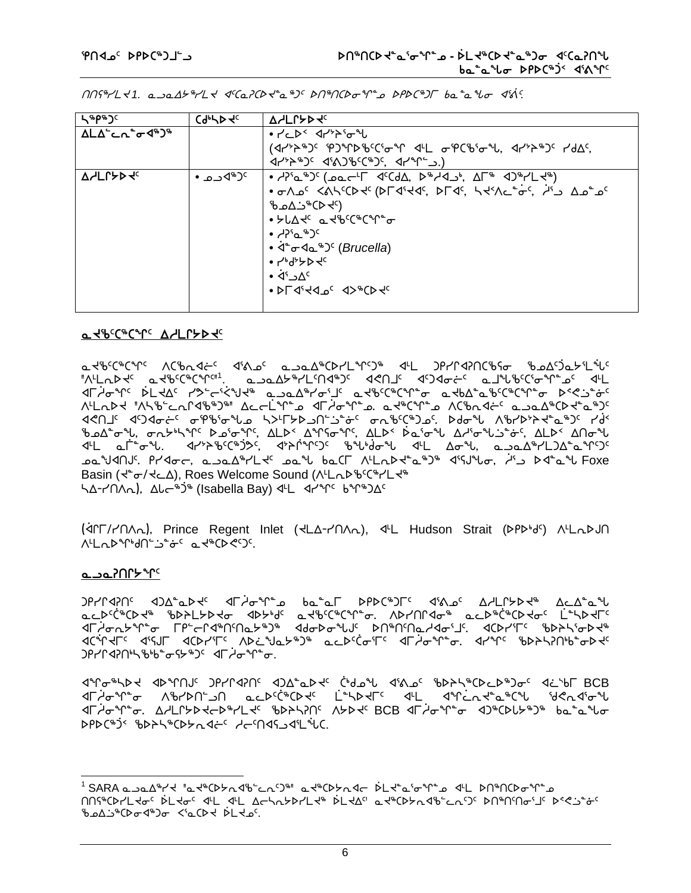ᑎᑎᕋᖅᓯᒪᔪ 1. ᓇᓄᓇᐃᔭᖅᓯᒪᔪ ᐊᑦᑕᕆᑕᐅᔪᓐᓇᖅᑐᑦ ᐅᑎᖅᑎᑕᐅᓂᖏᓐᓄ ᐅᑭᐅᑕᖅᑐᒥ ᑲᓇᖕᓇᖓᓂ ᐊᕐᕌᑦ

| ᓴᖅᑭᖅᑐᑦ | ᑕᑯᖕᓴᐅᔪᑦ | ᐃᓱᒪᒋᔭᐅᔪᑦ |
|---|---|---|
| ᐃᒪᐃᓪᓚᖕᓂᖕᓂᐊᖅᑐᖅ | | • ᓯᓚᐅᑉ ᐊᓯᔾᔨᕐᓂᖓ (ᐊᓯᔾᔨᖅᑐᑦ ᕿᑐᖏᐅᖃᑦᑕᕐᓂᖏ ᐊᒻᒪ ᓂᕿᑦᖃᕐᓂᖓ, ᐊᓯᔾᔨᖅᑐᑦ ᓯᑯᐃᑦ, ᐊᓯᔾᔨᖅᑐᑦ ᐊᕐᕕᑐᖃᑦᑕᖅᑐᑦ, ᐊᓯᖏᓪᓗ.) |
| ᐃᓱᒪᒋᔭᐅᔪᑦ | • ᓄᓇᓗᐊᖅᑐᑦ | • ᓱᕋᕐᓇᖅᑐᑦ (ᓄᓇᓕᒻᒥ ᐊᑦᑕᑯᐃ, ᐅᖅᓱᐊᓗᒃ, ᐃᒥᖅ ᐊᑐᖅᓯᒪᔪᖅ) <br>• ᓂᐱᓄᑦ ᐸᕕᓵᑦᑕᐅᔪᑦ (ᐅᒥᐊᕐᔪᐊᑦ, ᐅᒥᐊᑦ, ᓴᔪᑉᐱᓚᖕᓂᓐᑦ, ᓲᕐᓗ ᐃᓄᓐᓄᑦ ᖃᓄᐃᓘᖅᑕᐅᔪᑦ) <br>• ᔭᒐᐃᔪᑦ ᓇᔪᖃᑦᑕᖅᑕᖅᑎᖕᓂ <br>• ᓱᕋᕐᓇᖅᑐᑦ <br>• ᐋᖕᓂᐊᓇᖅᑐᑦ (*Brucella*) <br>• ᒥᒃᑯᔭᐅᔪᑦ <br>• ᐋᕐᓗᐃᑦ <br>• ᐅᒥᐊᕐᔪᐊᓄᑦ ᐊᐳᖅᑕᐅᔪᑦ |

## ᓇᔪᖃᑦᑕᖅᑕᖏᑦ ᐃᓱᒪᒋᔭᐅᔪᑦ

ᓇᔪᖃᑦᑕᖅᑕᖏᑦ ᐱᑕᖃᓐᓂᐊᓖᑦ ᐊᕕᖓᓐᓂ ᓇᓄᓇᐃᖅᑕᐅᓯᒪᖏᑦᑐᖅ ᐊᒻᒪ ᑐᑭᓯᒋᐊᕈᑎᑦᖃᕐᓂ ᖃᓄᐃᑦᑑᓇᔭᕐᒪᖔᓪᓚᑦ "ᐱᒪᕆᐅᔪᑦ ᓇᔪᖃᑦᑕᖅᑕᖏᑦ"[1]. ᓇᓄᓇᐃᔭᖅᓯᒪᔪᑎᒋᐊᖅᑐᑦ ᐊᕙᑎᒧᑦ ᐊᑦᑐᐊᓂᓖᑦ ᓇᒧᖓᖃᑦᑕᕐᓂᖏᓐᓄᑦ ᐊᒻᒪ ᐊᒥᓲᓂᖏᑦ ᐆᒪᔪᐃᑦ ᓯᕗᓪᓕᕐᕌᖑᔪᖅ ᓇᓄᓇᐃᖅᓯᓂᕐᒧᑦ ᓇᔪᖃᑦᑕᖏᓐᓂ ᓇᔭᕕᐃᓐᓇᖃᑦᑕᖏᓐᓂ ᐅᑉᐸᓗᐊᓃᑦ ᐱᒪᕆᐅᔪ "ᐱᓴᖃᓪᓚᕆᐊᖃᖅᑐᖅ" ᐃᓚᓪᓚᒡᒋᐊᓄ ᐊᒥᓲᓂᖏᓐᓄ. ᓇᔪᖃᑦᑕᖏᓐᓄ ᐱᑕᖃᓐᓂᐊᓖᑦ ᓇᓄᓇᐃᖅᑕᐅᓇᖅᑐᑦ ᐊᕙᑎᒧᑦ ᐊᑦᑐᐊᓂᓖᑦ ᓂᕿᖃᕐᓂᖓᓄ ᓴᐳᒻᒥᔭᐅᓗᑎᒃᑯᓐᓂ ᓂᕆᖃᑦᑕᖅᑐᓂ. ᐅᑯᓂᖓ ᐱᖃᕐᐅᔾᔨᔭᐅᔪᑦ ᓯᑰᖃᓐᓂᖓ, ᓂᕆᔭᕐᕕᖏᑦ ᐅᓇᕐᓂᖏᑦ, ᐃᒪᐅᑉ ᐃᕝᕆᖕᓂᖏᑦ, ᐃᒪᐅᑉ ᐆᓇᕐᓂᖓ ᐃᓱᕐᓂᖓᓗᓐᓃᑦ, ᐃᒪᐅᑉ ᐃᑎᖓ ᐊᒻᒪ ᓇᒦᓐᓂᖓ. ᐊᓯᔾᔨᖃᑦᑕᖅᑐᔾᔨᑦ, ᐊᔾᔨᒌᖏᑦᑐᑦ ᖃᖓᒃᑯᓂᖓ ᐊᒻᒪ ᐃᓂᖓ, ᓇᓄᓇᐃᖅᓯᒪᑐᐃᓐᓇᖏᑦᑐᑦ ᓄᓇᖑᐊᑎᒍᑦ. ᑭᓯᐊᓂᓕ, ᓇᓄᓇᐃᖅᓯᒪᔪᑦ ᓄᓇᖓ ᑲᓇᑕᒥ ᐱᒪᕆᐅᔪᓐᓇᖅᑐᖅ ᐊᕐᕋᒎᓂ, ᓲᕐᓗ ᐅᐊᓐᓇᖓ Foxe Basin (ᔪᓐᓂ/ᔪᓚᐃ), Roes Welcome Sound (ᐱᒪᕆᐅᖃᑦᑕᖅᓯᒪᔪᖅ ᓴᐃ-ᓯᑎᐱᕆ), ᐃᒐᓕᖅᑐᖅ (Isabella Bay) ᐊᒻᒪ ᐊᓯᖏᑦ ᑲᖏᖅᑐᐃᑦ

(ᐋᒋᒥ/ᓯᑎᐱᕆ), Prince Regent Inlet (ᔪᓚᐃ-ᓯᑎᐱᕆ), ᐊᒻᒪ Hudson Strait (ᐅᑭᐅᒃᑯᑦ) ᐱᒪᕆᐅᒍᑎ ᐱᒪᕆᐅᖏᒃᑯᑎᓪᓗᓐᓃᑦ ᓇᔪᖅᑕᐅᕙᑦᑐᑦ.

## ᓇᓄᓇᕈᑎᒋᔭᖏᑦ

ᑐᕌᒋᐊᕈᑎᑦ ᐊᑐᐃᓐᓇᐅᔪᑦ ᐊᒥᓲᓂᖏᓐᓄ ᑲᓇᖕᓇᒥ ᐅᑭᐅᑕᖅᑐᒥᑦ ᐊᕐᕕᓄᑦ ᐃᓱᒪᒋᔭᐅᔪᖅ ᐃᓚᐃᓐᓇᖓ ᓇᓚᐅᑦᑖᖅᑕᐅᔪᖅ ᖃᐅᔨᒪᔭᐅᔪᓂ ᐊᐅᔭᒃᑯᑦ ᓇᔪᖃᑦᑕᖅᑕᖏᓐᓂ. ᐱᐅᓯᑎᒋᐊᖅ ᓇᓚᐅᑖᖅᑕᐅᓂᑦ ᒫᓐᓴᐅᔪᒥᑦ ᐊᒥᓲᓂᕐᒥᓂ ᒥᑭᓪᓕᒋᐊᖅᑎᑦᑎᓇᔭᖅᑐᖅ ᐊᑯᓂᐅᓂᖓᒍᑦ ᐅᑎᖅᑎᑦᑎᓇᓱᐊᕐᓂᕐᒧᑦ. ᐊᑕᐅᓯᕐᒥᑦ ᖃᐅᔨᓴᕐᓂᐅᔪᖅ ᐊᑕᒋᔪᒥᑦ ᐊᕐᕌᒍᒥ ᐊᑕᐅᓯᕐᒥᑦ ᐱᐅᓛᖑᓇᔭᖅᑐᖅ ᓇᓚᐅᑦᑖᕐᓂᒥᑦ ᐊᒥᓲᓂᕐᒥᑦ. ᐊᓯᖏᑦ ᖃᐅᔨᓴᕈᑎᒃᓴᖃᕐᓂᖃᖅᑐᑦ ᑐᕌᒋᐊᕈᑎᒃᓴᖃᖅᑲᓂᕐᔭᖅᑐᑦ ᐊᒥᓲᓂᖓᓐᓂ.

ᐊᖏᓂᖅᓴᐅᔪ ᐊᐅᖏᑎᒍᑦ ᑐᕌᒋᐊᕈᑎᑦ ᐊᑐᐃᓐᓇᐅᔪᑦ ᒐᒃᑯᓐᓂᖓ ᐊᕕᐊᓂᑦ ᖃᐅᔨᓴᖅᑕᐅᓚᐅᖅᑐᓂᑦ ᐊᓃᖅᑲᒥ BCB ᐊᒥᓲᓂᖏᓐᓂ ᐱᖃᑦᑐᐅᑎᓪᓗᑎ ᓇᓚᐅᑦᑖᖅᑕᐅᔪᑦ ᒫᓐᓴᐅᔪᒥᑦ ᐊᒻᒪ ᐊᖏᓪᓕᔪᓐᓇᖅᑲᖓ ᖁᐊᕿᓇᕐᓂᖓ ᐊᒥᓲᓂᖏᓐᓂ. ᐃᓱᒪᒋᔭᐅᔪᓕᐅᖅᓯᒪᔪᑦ ᖃᐅᔨᓴᕈᑎᑦ ᐱᔭᐅᔪᑦ BCB ᐊᒥᓲᓂᖏᓐᓂ ᐊᑐᖅᑕᐅᓚᔭᖅᑐᖅ ᑲᓇᖕᓇᖓᓂ ᐅᑭᐅᑕᖅᑐᖅ ᖃᐅᔨᓴᖅᑕᐅᔭᕆᐊᓖᑦ ᓯᓚᑦᑎᐊᕐᓗᐊᕐᒪᖔᑕ.

---

[1] SARA ᓇᓄᓇᐃᖅᓯᔪ "ᓇᔪᖅᑕᐅᔭᕆᐊᖃᖅᑐᓂᑦ" ᓇᔪᖅᑕᐅᔭᕆᐊᓕᐊ ᐆᒪᔪᓇᕐᓂᖏᓐᓄ ᐊᒻᒪ ᐅᑎᖅᑎᑕᐅᓂᖏᓐᓄ ᑎᑎᕋᖅᑕᐅᓯᒪᔪᓂᑦ ᐆᒪᔪᓂᑦ ᐊᒻᒪ ᐊᒻᒪ ᐃᓚᓴᕆᔭᐅᓯᒪᔪᖅ ᐆᒪᔪᐃᑦ ᓇᔪᖅᑕᐅᔭᕆᐊᖃᕐᓂᖏᑦ ᐅᑎᖅᑎᑦᑎᓂᕐᒧᑦ ᐅᑉᐸᓗᐊᓃᑦ ᖃᓄᐃᓘᖅᑕᐅᓂᐊᖅᑐᓂ ᐸᕐᓇᑕᐅᔪ ᐆᒪᔪᓄᑦ.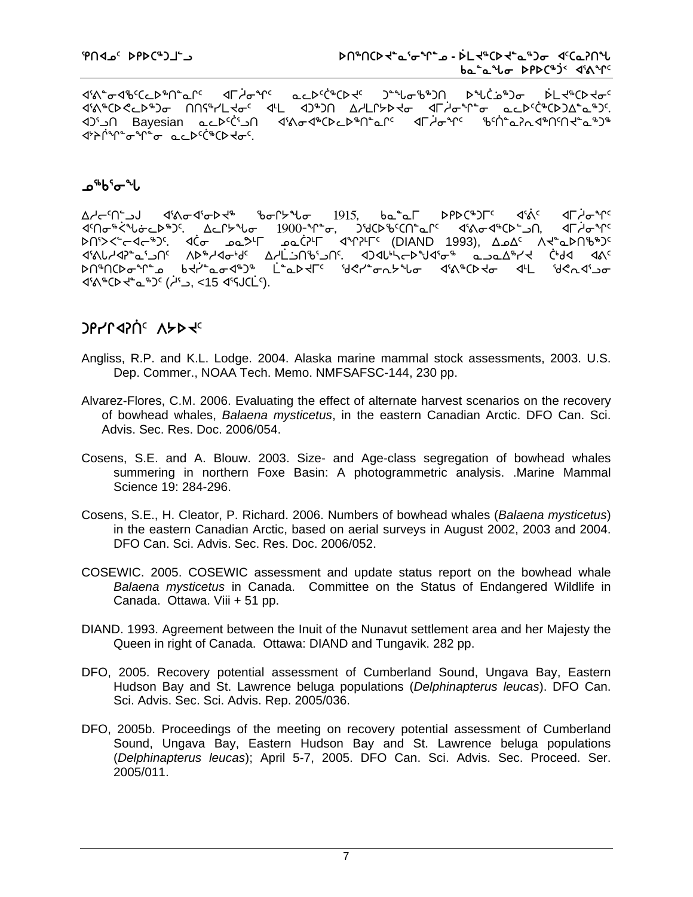ᐊᕐᕕᓐᓂᐊᒃᑦᑕᓚᐅᖅᑎᓐᓇᒋᑦ ᐊᒥᓱᓂᖏᑦ ᓇᓚᐅᑦᑖᖅᑕᐅᔪᑦ ᑐᓐᖓᓂᒃᑯᑎ ᐅᖓᑖᓄᑦᑐᓂ ᐆᒪᔪᖅᑕᐅᔪᓂᑦ ᐊᕐᕕᖅᑕᐅᕙᓚᐅᖅᑐᓂ ᑎᑎᕋᖅᓯᒪᔪᓂᑦ ᐊᒻᒪ ᐊᑐᖅᑐᑎ ᐃᓱᒪᒋᔭᐅᔪᓂ ᐊᒥᓱᓂᖏᓐᓂ ᓇᓚᐅᑦᑖᖅᑕᐅᑐᐃᓐᓇᖅᑐᑦ. ᐊᑐᕐᓗᑎ Bayesian ᓇᓚᐅᑦᑖᕐᓗᑎ ᐊᕐᕕᓂᐊᖅᑕᐅᓚᐅᖅᑎᓐᓇᒋᑦ ᐊᒥᓱᓂᖏᑦ ᖃᑎᓐᓇᕈᓇᐊᖅᑎᑦᑎᔪᓐᓇᖅᑐᖅ ᐊᔾᔨᒋᖏᓐᓂᖏᓐᓂ ᓇᓚᐅᑦᑖᖅᑕᐅᔪᓂᑦ.

## ᓄᖃᕐᓂᖓ

ᐃᓱᓕᑦᑎᓪᓗᒍ ᐊᕐᕕᓂᐊᕐᓂᐅᔪᖅ ᖃᓂᒋᔭᖓᓂ 1915, ᑲᓇᓐᓇᒥ ᐅᑭᐅᖅᑕᖅᑐᒥᑦ ᐊᕐᕖᑦ ᐊᒥᓱᓂᖏᑦ ᐊᑦᑎᓂᖅᐹᖓᓂᓚᐅᖅᑐᑦ. ᐃᓚᒋᔭᖓᓂ 1900-ᖏᓐᓂ, ᑐᑭᑕᐅᑲᑦᑎᓐᓇᒋᑦ ᐊᕐᕕᓂᐊᖅᑕᐅᓪᓗᑎ, ᐊᒥᓱᓂᖏᑦ ᐅᑎᕐᐸᐸᓪᓕᐊᓕᖅᑐᑦ. ᐊᑖᓂ ᓄᓇᕗᒻᒥ ᓄᓇᑖᕈᒪᒥ ᐊᖏᕈᒻᒥᒥᑦ (DIAND 1993), ᐃᓄᐃᑦ ᐱᔪᓐᓇᐅᑎᖃᖅᑐᑦ ᐊᕐᕕᓕᓯᐊᕈᓐᓇᕐᓗᑎᑦ ᐱᐅᖅᓱᐊᓂᒃᑯᑦ ᐃᓱᒪᓘᑎᖃᕐᓗᑎᑦ. ᐊᑐᐊᒃᓴᓕᐅᕐᖑᐊᕐᓂᖅ ᓇᓗᓇᐃᖅᓯᔪ ᑖᒃᑯᐊ ᐊᕕᑦ ᐅᑎᖅᑎᑕᐅᓂᖏᓐᓄ ᑲᔪᓯᓐᓇᓂᐊᖅᑐᖅ ᒫᓐᓇᐅᔪᒥᑦ ᖁᕝᕙᓯᓐᓂᖑᔾᔪᓂ ᐊᕐᕕᖅᑕᐅᔪᓂ ᐊᒻᒪ ᖁᕙᓯᐊᕐᓗᓂ ᐊᕐᕕᖅᑕᐅᓇᖅᑐᑦ (ᓱᕐᓗ, <15 ᐊᕐᕌᒍᑕᒫᑦ).

## ᑐᑭᓯᒋᐊᕈᑏᑦ ᐱᔭᐅᔪᑦ

Angliss, R.P. and K.L. Lodge. 2004. Alaska marine mammal stock assessments, 2003. U.S. Dep. Commer., NOAA Tech. Memo. NMFSAFSC-144, 230 pp.

Alvarez-Flores, C.M. 2006. Evaluating the effect of alternate harvest scenarios on the recovery of bowhead whales, *Balaena mysticetus*, in the eastern Canadian Arctic. DFO Can. Sci. Advis. Sec. Res. Doc. 2006/054.

Cosens, S.E. and A. Blouw. 2003. Size- and Age-class segregation of bowhead whales summering in northern Foxe Basin: A photogrammetric analysis. .Marine Mammal Science 19: 284-296.

Cosens, S.E., H. Cleator, P. Richard. 2006. Numbers of bowhead whales (*Balaena mysticetus*) in the eastern Canadian Arctic, based on aerial surveys in August 2002, 2003 and 2004. DFO Can. Sci. Advis. Sec. Res. Doc. 2006/052.

COSEWIC. 2005. COSEWIC assessment and update status report on the bowhead whale *Balaena mysticetus* in Canada. Committee on the Status of Endangered Wildlife in Canada. Ottawa. Viii + 51 pp.

DIAND. 1993. Agreement between the Inuit of the Nunavut settlement area and her Majesty the Queen in right of Canada. Ottawa: DIAND and Tungavik. 282 pp.

DFO, 2005. Recovery potential assessment of Cumberland Sound, Ungava Bay, Eastern Hudson Bay and St. Lawrence beluga populations (*Delphinapterus leucas*). DFO Can. Sci. Advis. Sec. Sci. Advis. Rep. 2005/036.

DFO, 2005b. Proceedings of the meeting on recovery potential assessment of Cumberland Sound, Ungava Bay, Eastern Hudson Bay and St. Lawrence beluga populations (*Delphinapterus leucas*); April 5-7, 2005. DFO Can. Sci. Advis. Sec. Proceed. Ser. 2005/011.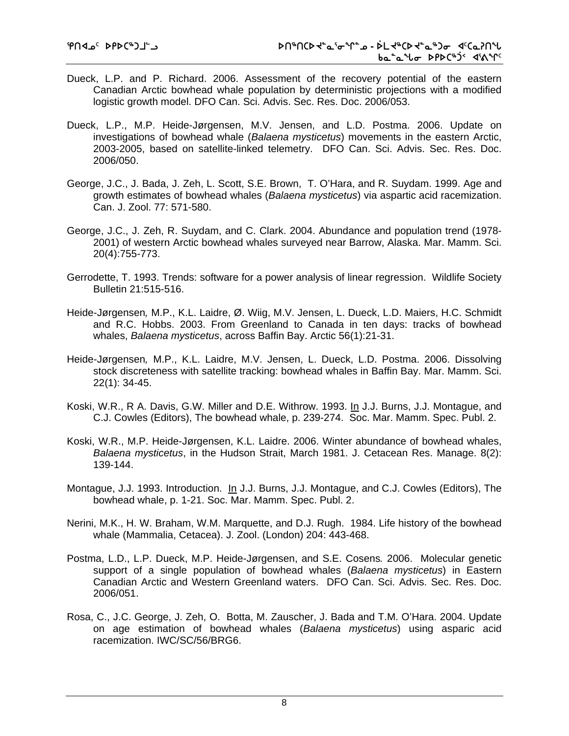Dueck, L.P. and P. Richard. 2006. Assessment of the recovery potential of the eastern Canadian Arctic bowhead whale population by deterministic projections with a modified logistic growth model. DFO Can. Sci. Advis. Sec. Res. Doc. 2006/053.

Dueck, L.P., M.P. Heide-Jørgensen, M.V. Jensen, and L.D. Postma. 2006. Update on investigations of bowhead whale (*Balaena mysticetus*) movements in the eastern Arctic, 2003-2005, based on satellite-linked telemetry. DFO Can. Sci. Advis. Sec. Res. Doc. 2006/050.

George, J.C., J. Bada, J. Zeh, L. Scott, S.E. Brown, T. O'Hara, and R. Suydam. 1999. Age and growth estimates of bowhead whales (*Balaena mysticetus*) via aspartic acid racemization. Can. J. Zool. 77: 571-580.

George, J.C., J. Zeh, R. Suydam, and C. Clark. 2004. Abundance and population trend (1978-2001) of western Arctic bowhead whales surveyed near Barrow, Alaska. Mar. Mamm. Sci. 20(4):755-773.

Gerrodette, T. 1993. Trends: software for a power analysis of linear regression. Wildlife Society Bulletin 21:515-516.

Heide-Jørgensen, M.P., K.L. Laidre, Ø. Wiig, M.V. Jensen, L. Dueck, L.D. Maiers, H.C. Schmidt and R.C. Hobbs. 2003. From Greenland to Canada in ten days: tracks of bowhead whales, *Balaena mysticetus*, across Baffin Bay. Arctic 56(1):21-31.

Heide-Jørgensen, M.P., K.L. Laidre, M.V. Jensen, L. Dueck, L.D. Postma. 2006. Dissolving stock discreteness with satellite tracking: bowhead whales in Baffin Bay. Mar. Mamm. Sci. 22(1): 34-45.

Koski, W.R., R A. Davis, G.W. Miller and D.E. Withrow. 1993. In J.J. Burns, J.J. Montague, and C.J. Cowles (Editors), The bowhead whale, p. 239-274. Soc. Mar. Mamm. Spec. Publ. 2.

Koski, W.R., M.P. Heide-Jørgensen, K.L. Laidre. 2006. Winter abundance of bowhead whales, *Balaena mysticetus*, in the Hudson Strait, March 1981. J. Cetacean Res. Manage. 8(2): 139-144.

Montague, J.J. 1993. Introduction. In J.J. Burns, J.J. Montague, and C.J. Cowles (Editors), The bowhead whale, p. 1-21. Soc. Mar. Mamm. Spec. Publ. 2.

Nerini, M.K., H. W. Braham, W.M. Marquette, and D.J. Rugh. 1984. Life history of the bowhead whale (Mammalia, Cetacea). J. Zool. (London) 204: 443-468.

Postma, L.D., L.P. Dueck, M.P. Heide-Jørgensen, and S.E. Cosens. 2006. Molecular genetic support of a single population of bowhead whales (*Balaena mysticetus*) in Eastern Canadian Arctic and Western Greenland waters. DFO Can. Sci. Advis. Sec. Res. Doc. 2006/051.

Rosa, C., J.C. George, J. Zeh, O. Botta, M. Zauscher, J. Bada and T.M. O'Hara. 2004. Update on age estimation of bowhead whales (*Balaena mysticetus*) using asparic acid racemization. IWC/SC/56/BRG6.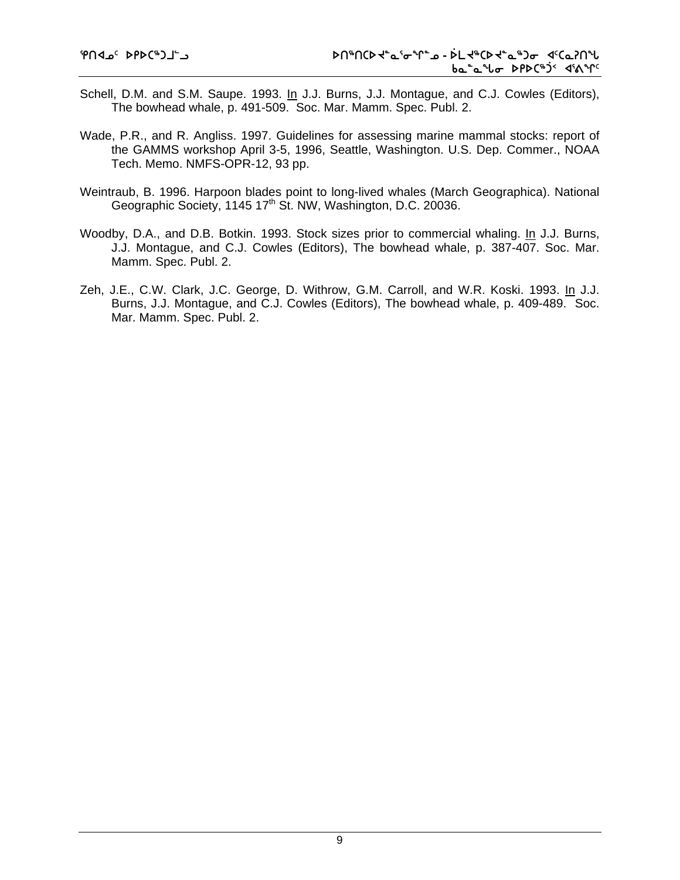Schell, D.M. and S.M. Saupe. 1993. In J.J. Burns, J.J. Montague, and C.J. Cowles (Editors), The bowhead whale, p. 491-509. Soc. Mar. Mamm. Spec. Publ. 2.

Wade, P.R., and R. Angliss. 1997. Guidelines for assessing marine mammal stocks: report of the GAMMS workshop April 3-5, 1996, Seattle, Washington. U.S. Dep. Commer., NOAA Tech. Memo. NMFS-OPR-12, 93 pp.

Weintraub, B. 1996. Harpoon blades point to long-lived whales (March Geographica). National Geographic Society, 1145 17th St. NW, Washington, D.C. 20036.

Woodby, D.A., and D.B. Botkin. 1993. Stock sizes prior to commercial whaling. In J.J. Burns, J.J. Montague, and C.J. Cowles (Editors), The bowhead whale, p. 387-407. Soc. Mar. Mamm. Spec. Publ. 2.

Zeh, J.E., C.W. Clark, J.C. George, D. Withrow, G.M. Carroll, and W.R. Koski. 1993. In J.J. Burns, J.J. Montague, and C.J. Cowles (Editors), The bowhead whale, p. 409-489. Soc. Mar. Mamm. Spec. Publ. 2.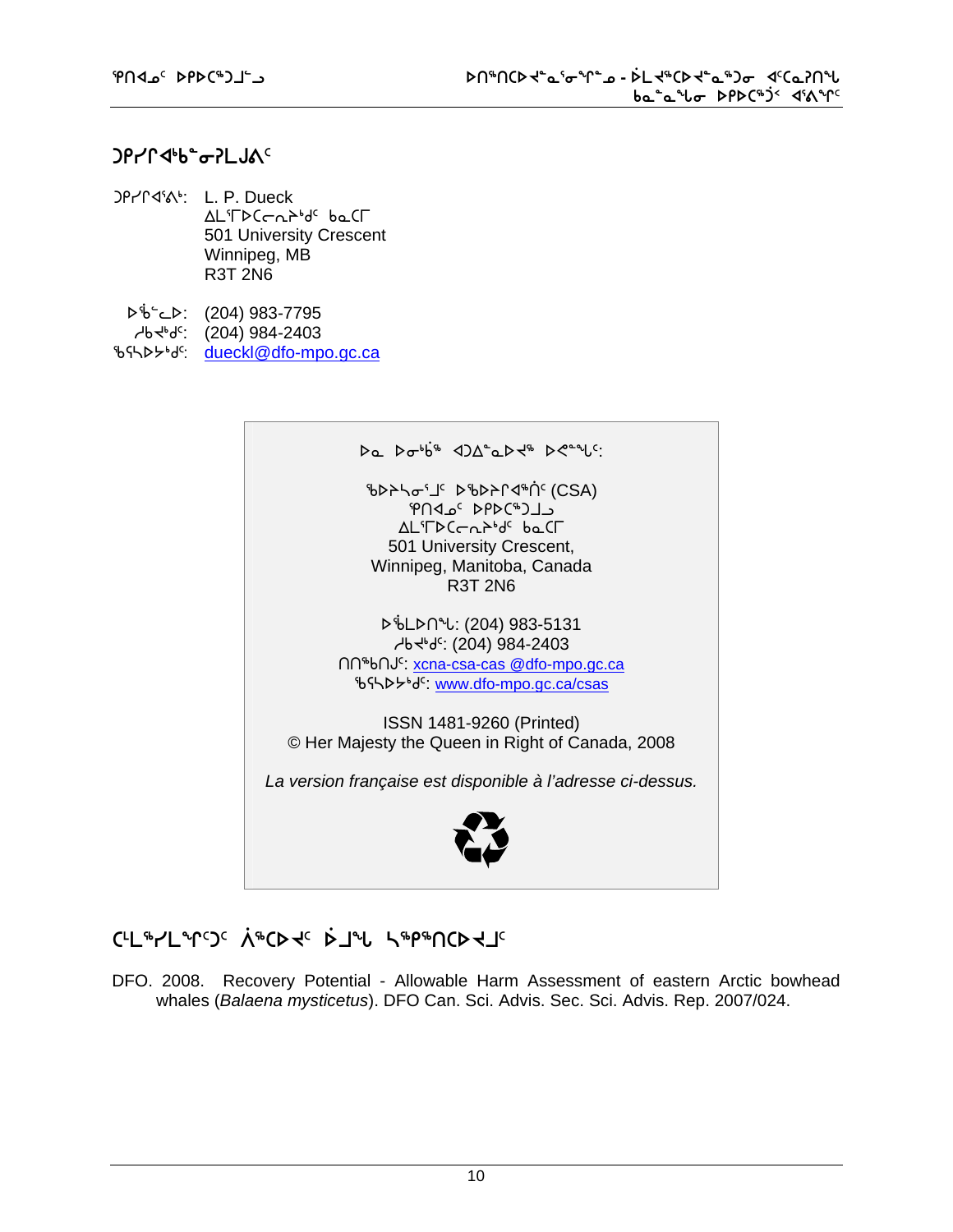## ᑐᑭᓯᒋᐊᒃᑲᓂᕈᒪᒍᕕᑦ

ᑐᑭᓯᒋᐊᕐᕕᒃ: L. P. Dueck  
ᐃᒪᕐᒥᐅᑕᓕᕆᓂᕐᒃᑯᑦ ᑲᓇᑕᒥ  
501 University Crescent  
Winnipeg, MB  
R3T 2N6

ᐅᖄᓚᐅ: (204) 983-7795  
ᓱᑲᔪᒃᑯᑦ: (204) 984-2403  
ᖃᕋᓴᐅᔭᒃᑯᑦ: dueckl@dfo-mpo.gc.ca

ᐅᓇ ᐅᓂᒃᑳᖅ ᐊᑐᐃᓐᓇᐅᔪᖅ ᐅᕙᓐᖓᑦ:

ᖃᐅᔨᓴᓂᕐᒧᑦ ᐅᖃᐅᓯᕆᐊᖅᑏᑦ (CSA)  
ᕿᑎᐊᓄᑦ ᐅᑭᐅᑕᖅᑐᒧᓗ  
ᐃᒪᕐᒥᐅᑕᓕᕆᓂᕐᒃᑯᑦ ᑲᓇᑕᒥ  
501 University Crescent,  
Winnipeg, Manitoba, Canada  
R3T 2N6

ᐅᖃᒪᐅᑎᖓ: (204) 983-5131  
ᓱᑲᔪᒃᑯᑦ: (204) 984-2403  
ᑎᑎᖅᑲᑎᒍᑦ: xcna-csa-cas @dfo-mpo.gc.ca  
ᖃᕋᓴᐅᔭᒃᑯᑦ: www.dfo-mpo.gc.ca/csas

ISSN 1481-9260 (Printed)  
© Her Majesty the Queen in Right of Canada, 2008

*La version française est disponible à l'adresse ci-dessus.*

## ᑕᒪᓯᒪᖏᑐᑦ ᐲᖅᑕᐅᔪᑦ ᐆᒧᖓ ᓴᖅᑭᖅᑎᑕᐅᔪᒧᑦ

DFO. 2008. Recovery Potential - Allowable Harm Assessment of eastern Arctic bowhead whales (*Balaena mysticetus*). DFO Can. Sci. Advis. Sec. Sci. Advis. Rep. 2007/024.